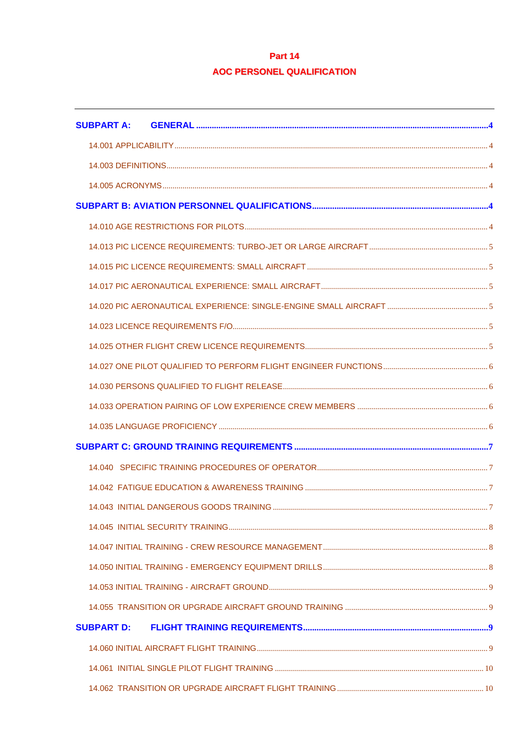# Part 14

# AOC PERSONEL QUALIFICATION

SUBPART A: GENERAL ....................................................................................................................4

14.001 APPLICABILITY ....................................................................................................................4

14.003 DEFINITIONS ....................................................................................................................4

14.005 ACRONYMS ....................................................................................................................4

SUBPART B: AVIATION PERSONNEL QUALIFICATIONS ....................................................................................................................4

14.010 AGE RESTRICTIONS FOR PILOTS ....................................................................................................................4

14.013 PIC LICENCE REQUIREMENTS: TURBO-JET OR LARGE AIRCRAFT ....................................................................................................................5

14.015 PIC LICENCE REQUIREMENTS: SMALL AIRCRAFT ....................................................................................................................5

14.017 PIC AERONAUTICAL EXPERIENCE: SMALL AIRCRAFT ....................................................................................................................5

14.020 PIC AERONAUTICAL EXPERIENCE: SINGLE-ENGINE SMALL AIRCRAFT ....................................................................................................................5

14.023 LICENCE REQUIREMENTS F/O ....................................................................................................................5

14.025 OTHER FLIGHT CREW LICENCE REQUIREMENTS ....................................................................................................................5

14.027 ONE PILOT QUALIFIED TO PERFORM FLIGHT ENGINEER FUNCTIONS ....................................................................................................................6

14.030 PERSONS QUALIFIED TO FLIGHT RELEASE ....................................................................................................................6

14.033 OPERATION PAIRING OF LOW EXPERIENCE CREW MEMBERS ....................................................................................................................6

14.035 LANGUAGE PROFICIENCY ....................................................................................................................6

SUBPART C: GROUND TRAINING REQUIREMENTS ....................................................................................................................7

14.040 SPECIFIC TRAINING PROCEDURES OF OPERATOR ....................................................................................................................7

14.042 FATIGUE EDUCATION & AWARENESS TRAINING ....................................................................................................................7

14.043 INITIAL DANGEROUS GOODS TRAINING ....................................................................................................................7

14.045 INITIAL SECURITY TRAINING ....................................................................................................................8

14.047 INITIAL TRAINING - CREW RESOURCE MANAGEMENT ....................................................................................................................8

14.050 INITIAL TRAINING - EMERGENCY EQUIPMENT DRILLS ....................................................................................................................8

14.053 INITIAL TRAINING - AIRCRAFT GROUND ....................................................................................................................9

14.055 TRANSITION OR UPGRADE AIRCRAFT GROUND TRAINING ....................................................................................................................9

SUBPART D: FLIGHT TRAINING REQUIREMENTS ....................................................................................................................9

14.060 INITIAL AIRCRAFT FLIGHT TRAINING ....................................................................................................................9

14.061 INITIAL SINGLE PILOT FLIGHT TRAINING ....................................................................................................................10

14.062 TRANSITION OR UPGRADE AIRCRAFT FLIGHT TRAINING ....................................................................................................................10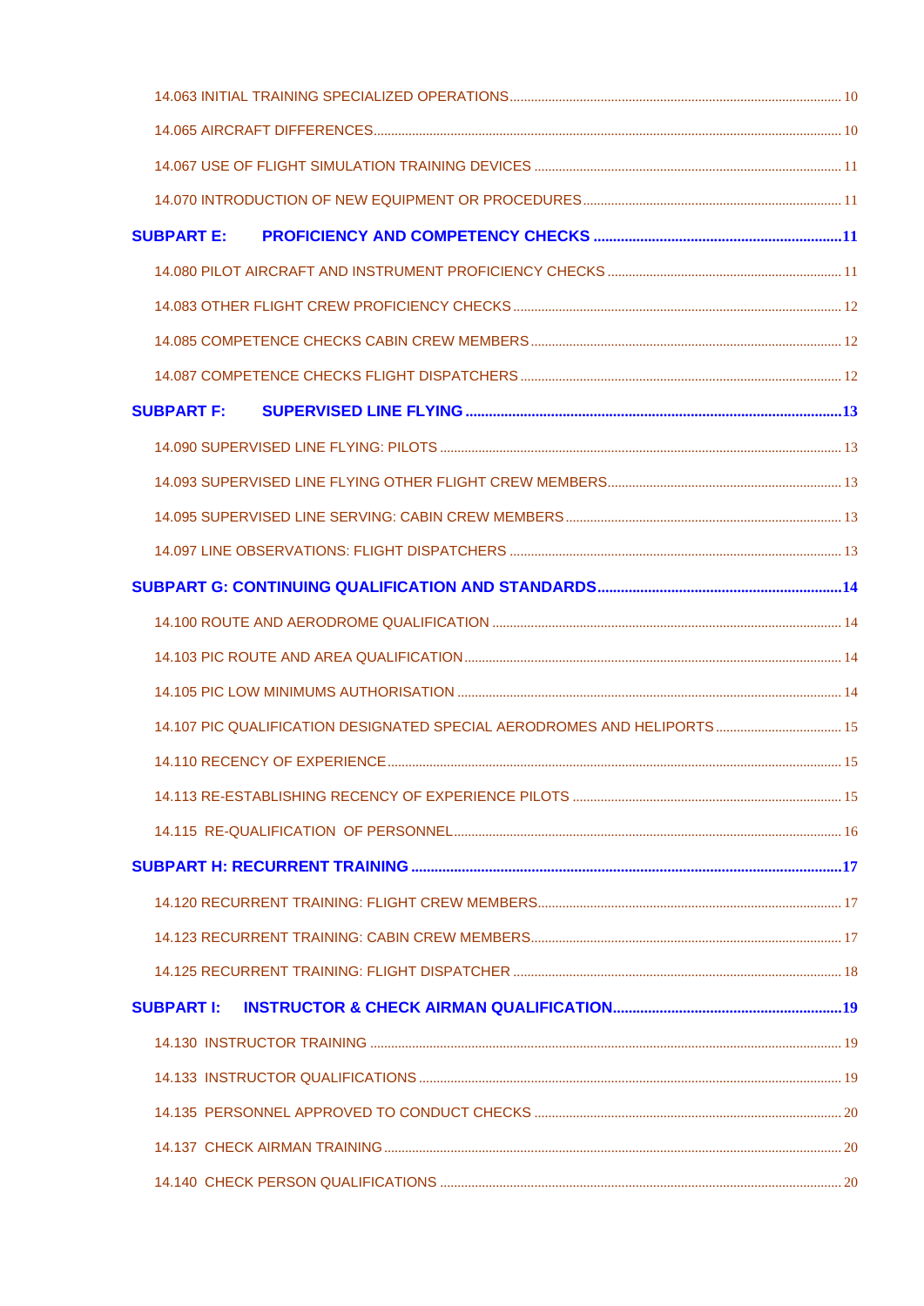14.063 INITIAL TRAINING SPECIALIZED OPERATIONS ..... 10

14.065 AIRCRAFT DIFFERENCES ..... 10

14.067 USE OF FLIGHT SIMULATION TRAINING DEVICES ..... 11

14.070 INTRODUCTION OF NEW EQUIPMENT OR PROCEDURES ..... 11

**SUBPART E: PROFICIENCY AND COMPETENCY CHECKS ..... 11**

14.080 PILOT AIRCRAFT AND INSTRUMENT PROFICIENCY CHECKS ..... 11

14.083 OTHER FLIGHT CREW PROFICIENCY CHECKS ..... 12

14.085 COMPETENCE CHECKS CABIN CREW MEMBERS ..... 12

14.087 COMPETENCE CHECKS FLIGHT DISPATCHERS ..... 12

**SUBPART F: SUPERVISED LINE FLYING ..... 13**

14.090 SUPERVISED LINE FLYING: PILOTS ..... 13

14.093 SUPERVISED LINE FLYING OTHER FLIGHT CREW MEMBERS ..... 13

14.095 SUPERVISED LINE SERVING: CABIN CREW MEMBERS ..... 13

14.097 LINE OBSERVATIONS: FLIGHT DISPATCHERS ..... 13

**SUBPART G: CONTINUING QUALIFICATION AND STANDARDS ..... 14**

14.100 ROUTE AND AERODROME QUALIFICATION ..... 14

14.103 PIC ROUTE AND AREA QUALIFICATION ..... 14

14.105 PIC LOW MINIMUMS AUTHORISATION ..... 14

14.107 PIC QUALIFICATION DESIGNATED SPECIAL AERODROMES AND HELIPORTS ..... 15

14.110 RECENCY OF EXPERIENCE ..... 15

14.113 RE-ESTABLISHING RECENCY OF EXPERIENCE PILOTS ..... 15

14.115 RE-QUALIFICATION OF PERSONNEL ..... 16

**SUBPART H: RECURRENT TRAINING ..... 17**

14.120 RECURRENT TRAINING: FLIGHT CREW MEMBERS ..... 17

14.123 RECURRENT TRAINING: CABIN CREW MEMBERS ..... 17

14.125 RECURRENT TRAINING: FLIGHT DISPATCHER ..... 18

**SUBPART I: INSTRUCTOR & CHECK AIRMAN QUALIFICATION ..... 19**

14.130 INSTRUCTOR TRAINING ..... 19

14.133 INSTRUCTOR QUALIFICATIONS ..... 19

14.135 PERSONNEL APPROVED TO CONDUCT CHECKS ..... 20

14.137 CHECK AIRMAN TRAINING ..... 20

14.140 CHECK PERSON QUALIFICATIONS ..... 20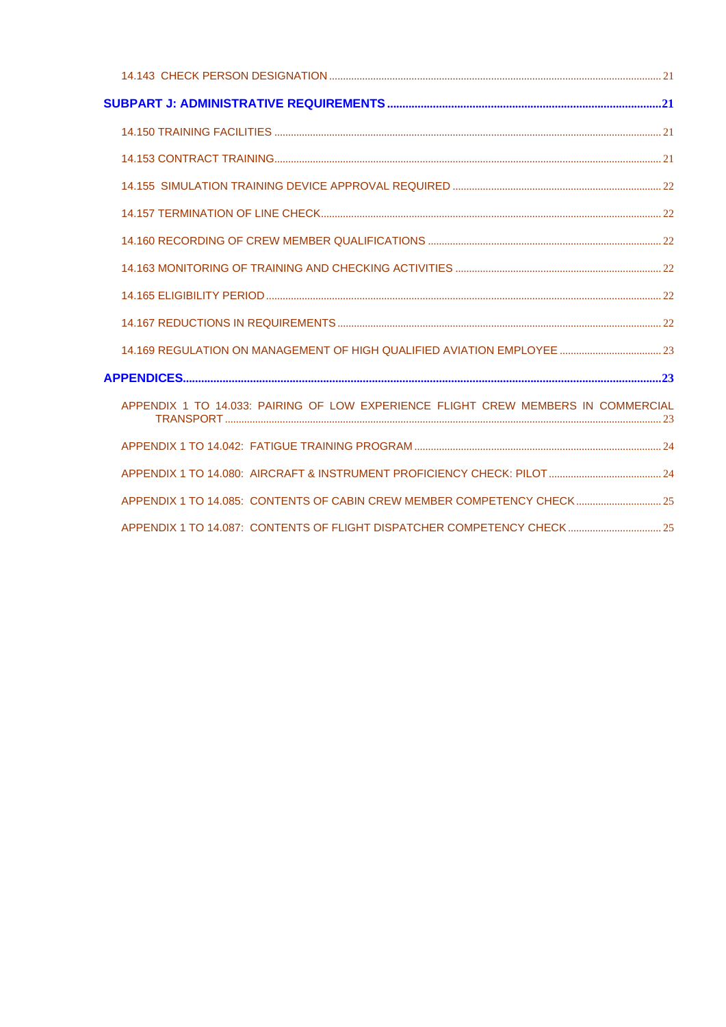14.143 CHECK PERSON DESIGNATION ..... 21

**SUBPART J: ADMINISTRATIVE REQUIREMENTS ..... 21**

14.150 TRAINING FACILITIES ..... 21

14.153 CONTRACT TRAINING ..... 21

14.155 SIMULATION TRAINING DEVICE APPROVAL REQUIRED ..... 22

14.157 TERMINATION OF LINE CHECK ..... 22

14.160 RECORDING OF CREW MEMBER QUALIFICATIONS ..... 22

14.163 MONITORING OF TRAINING AND CHECKING ACTIVITIES ..... 22

14.165 ELIGIBILITY PERIOD ..... 22

14.167 REDUCTIONS IN REQUIREMENTS ..... 22

14.169 REGULATION ON MANAGEMENT OF HIGH QUALIFIED AVIATION EMPLOYEE ..... 23

**APPENDICES ..... 23**

APPENDIX 1 TO 14.033: PAIRING OF LOW EXPERIENCE FLIGHT CREW MEMBERS IN COMMERCIAL TRANSPORT ..... 23

APPENDIX 1 TO 14.042: FATIGUE TRAINING PROGRAM ..... 24

APPENDIX 1 TO 14.080: AIRCRAFT & INSTRUMENT PROFICIENCY CHECK: PILOT ..... 24

APPENDIX 1 TO 14.085: CONTENTS OF CABIN CREW MEMBER COMPETENCY CHECK ..... 25

APPENDIX 1 TO 14.087: CONTENTS OF FLIGHT DISPATCHER COMPETENCY CHECK ..... 25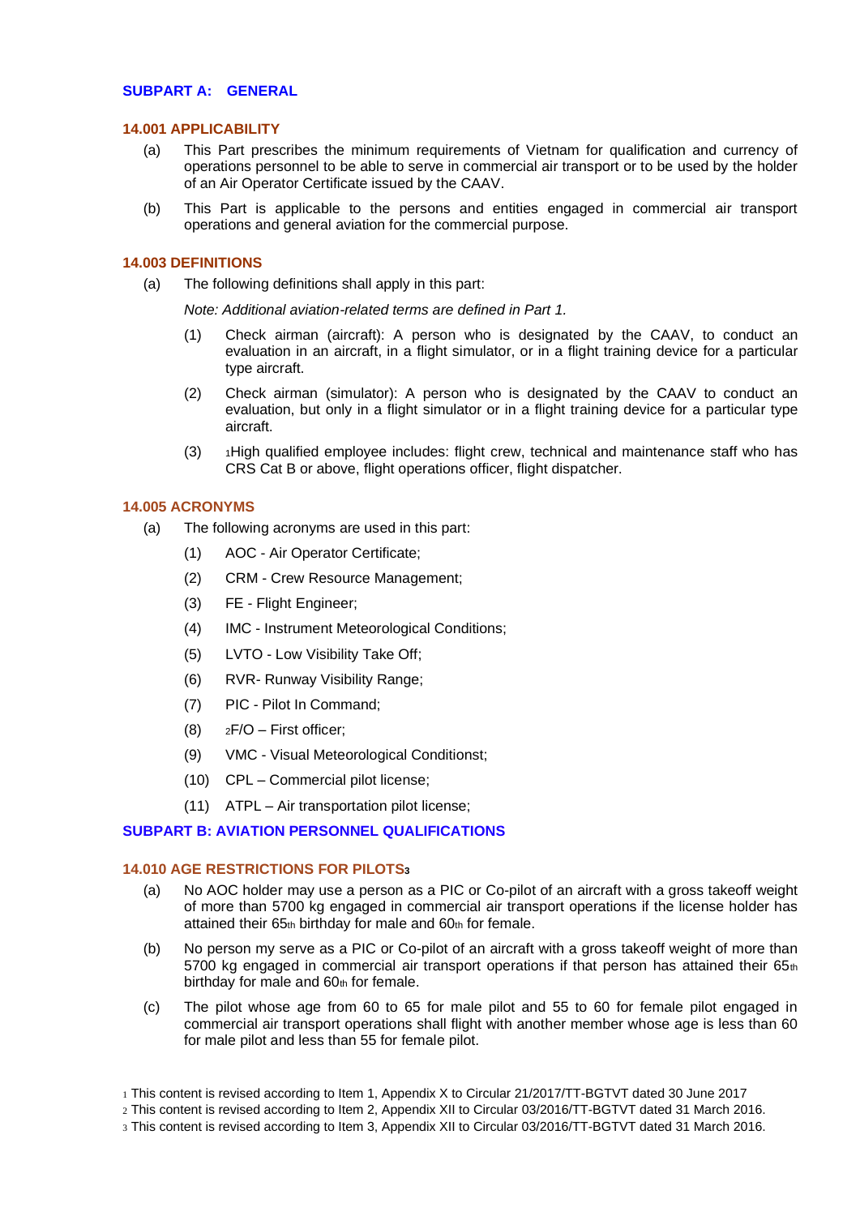## SUBPART A: GENERAL

### 14.001 APPLICABILITY

(a) This Part prescribes the minimum requirements of Vietnam for qualification and currency of operations personnel to be able to serve in commercial air transport or to be used by the holder of an Air Operator Certificate issued by the CAAV.

(b) This Part is applicable to the persons and entities engaged in commercial air transport operations and general aviation for the commercial purpose.

### 14.003 DEFINITIONS

(a) The following definitions shall apply in this part:

*Note: Additional aviation-related terms are defined in Part 1.*

(1) Check airman (aircraft): A person who is designated by the CAAV, to conduct an evaluation in an aircraft, in a flight simulator, or in a flight training device for a particular type aircraft.

(2) Check airman (simulator): A person who is designated by the CAAV to conduct an evaluation, but only in a flight simulator or in a flight training device for a particular type aircraft.

(3) [1]High qualified employee includes: flight crew, technical and maintenance staff who has CRS Cat B or above, flight operations officer, flight dispatcher.

### 14.005 ACRONYMS

(a) The following acronyms are used in this part:

(1) AOC - Air Operator Certificate;

(2) CRM - Crew Resource Management;

(3) FE - Flight Engineer;

(4) IMC - Instrument Meteorological Conditions;

(5) LVTO - Low Visibility Take Off;

(6) RVR- Runway Visibility Range;

(7) PIC - Pilot In Command;

(8) [2]F/O – First officer;

(9) VMC - Visual Meteorological Conditionst;

(10) CPL – Commercial pilot license;

(11) ATPL – Air transportation pilot license;

## SUBPART B: AVIATION PERSONNEL QUALIFICATIONS

### 14.010 AGE RESTRICTIONS FOR PILOTS[3]

(a) No AOC holder may use a person as a PIC or Co-pilot of an aircraft with a gross takeoff weight of more than 5700 kg engaged in commercial air transport operations if the license holder has attained their 65th birthday for male and 60th for female.

(b) No person my serve as a PIC or Co-pilot of an aircraft with a gross takeoff weight of more than 5700 kg engaged in commercial air transport operations if that person has attained their 65th birthday for male and 60th for female.

(c) The pilot whose age from 60 to 65 for male pilot and 55 to 60 for female pilot engaged in commercial air transport operations shall flight with another member whose age is less than 60 for male pilot and less than 55 for female pilot.

---

[1] This content is revised according to Item 1, Appendix X to Circular 21/2017/TT-BGTVT dated 30 June 2017

[2] This content is revised according to Item 2, Appendix XII to Circular 03/2016/TT-BGTVT dated 31 March 2016.

[3] This content is revised according to Item 3, Appendix XII to Circular 03/2016/TT-BGTVT dated 31 March 2016.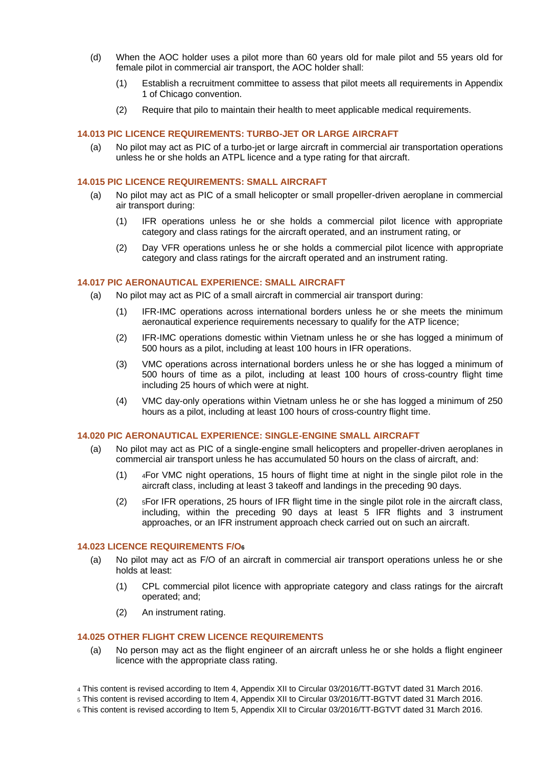(d) When the AOC holder uses a pilot more than 60 years old for male pilot and 55 years old for female pilot in commercial air transport, the AOC holder shall:

(1) Establish a recruitment committee to assess that pilot meets all requirements in Appendix 1 of Chicago convention.

(2) Require that pilo to maintain their health to meet applicable medical requirements.

### 14.013 PIC LICENCE REQUIREMENTS: TURBO-JET OR LARGE AIRCRAFT

(a) No pilot may act as PIC of a turbo-jet or large aircraft in commercial air transportation operations unless he or she holds an ATPL licence and a type rating for that aircraft.

### 14.015 PIC LICENCE REQUIREMENTS: SMALL AIRCRAFT

(a) No pilot may act as PIC of a small helicopter or small propeller-driven aeroplane in commercial air transport during:

(1) IFR operations unless he or she holds a commercial pilot licence with appropriate category and class ratings for the aircraft operated, and an instrument rating, or

(2) Day VFR operations unless he or she holds a commercial pilot licence with appropriate category and class ratings for the aircraft operated and an instrument rating.

### 14.017 PIC AERONAUTICAL EXPERIENCE: SMALL AIRCRAFT

(a) No pilot may act as PIC of a small aircraft in commercial air transport during:

(1) IFR-IMC operations across international borders unless he or she meets the minimum aeronautical experience requirements necessary to qualify for the ATP licence;

(2) IFR-IMC operations domestic within Vietnam unless he or she has logged a minimum of 500 hours as a pilot, including at least 100 hours in IFR operations.

(3) VMC operations across international borders unless he or she has logged a minimum of 500 hours of time as a pilot, including at least 100 hours of cross-country flight time including 25 hours of which were at night.

(4) VMC day-only operations within Vietnam unless he or she has logged a minimum of 250 hours as a pilot, including at least 100 hours of cross-country flight time.

### 14.020 PIC AERONAUTICAL EXPERIENCE: SINGLE-ENGINE SMALL AIRCRAFT

(a) No pilot may act as PIC of a single-engine small helicopters and propeller-driven aeroplanes in commercial air transport unless he has accumulated 50 hours on the class of aircraft, and:

(1) [4]For VMC night operations, 15 hours of flight time at night in the single pilot role in the aircraft class, including at least 3 takeoff and landings in the preceding 90 days.

(2) [5]For IFR operations, 25 hours of IFR flight time in the single pilot role in the aircraft class, including, within the preceding 90 days at least 5 IFR flights and 3 instrument approaches, or an IFR instrument approach check carried out on such an aircraft.

### 14.023 LICENCE REQUIREMENTS F/O[6]

(a) No pilot may act as F/O of an aircraft in commercial air transport operations unless he or she holds at least:

(1) CPL commercial pilot licence with appropriate category and class ratings for the aircraft operated; and;

(2) An instrument rating.

### 14.025 OTHER FLIGHT CREW LICENCE REQUIREMENTS

(a) No person may act as the flight engineer of an aircraft unless he or she holds a flight engineer licence with the appropriate class rating.

[4] This content is revised according to Item 4, Appendix XII to Circular 03/2016/TT-BGTVT dated 31 March 2016.

[5] This content is revised according to Item 4, Appendix XII to Circular 03/2016/TT-BGTVT dated 31 March 2016.

[6] This content is revised according to Item 5, Appendix XII to Circular 03/2016/TT-BGTVT dated 31 March 2016.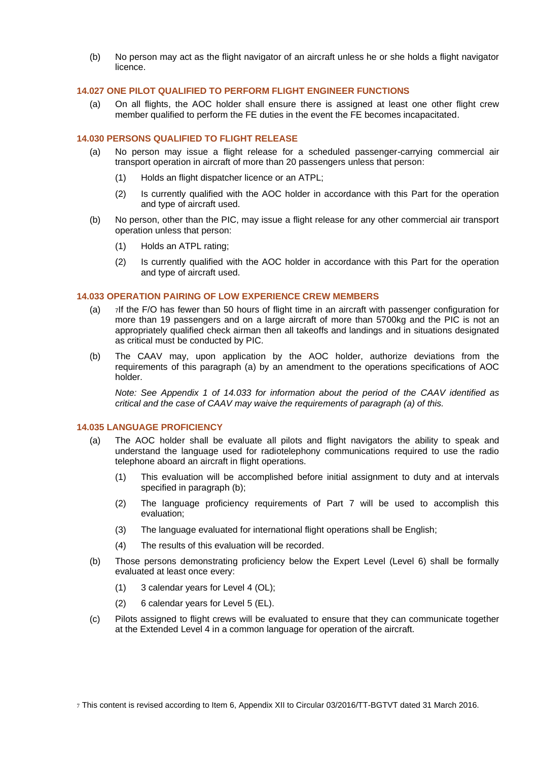(b) No person may act as the flight navigator of an aircraft unless he or she holds a flight navigator licence.

### 14.027 ONE PILOT QUALIFIED TO PERFORM FLIGHT ENGINEER FUNCTIONS

(a) On all flights, the AOC holder shall ensure there is assigned at least one other flight crew member qualified to perform the FE duties in the event the FE becomes incapacitated.

### 14.030 PERSONS QUALIFIED TO FLIGHT RELEASE

(a) No person may issue a flight release for a scheduled passenger-carrying commercial air transport operation in aircraft of more than 20 passengers unless that person:

(1) Holds an flight dispatcher licence or an ATPL;

(2) Is currently qualified with the AOC holder in accordance with this Part for the operation and type of aircraft used.

(b) No person, other than the PIC, may issue a flight release for any other commercial air transport operation unless that person:

(1) Holds an ATPL rating;

(2) Is currently qualified with the AOC holder in accordance with this Part for the operation and type of aircraft used.

### 14.033 OPERATION PAIRING OF LOW EXPERIENCE CREW MEMBERS

(a) [7]If the F/O has fewer than 50 hours of flight time in an aircraft with passenger configuration for more than 19 passengers and on a large aircraft of more than 5700kg and the PIC is not an appropriately qualified check airman then all takeoffs and landings and in situations designated as critical must be conducted by PIC.

(b) The CAAV may, upon application by the AOC holder, authorize deviations from the requirements of this paragraph (a) by an amendment to the operations specifications of AOC holder.

*Note: See Appendix 1 of 14.033 for information about the period of the CAAV identified as critical and the case of CAAV may waive the requirements of paragraph (a) of this.*

### 14.035 LANGUAGE PROFICIENCY

(a) The AOC holder shall be evaluate all pilots and flight navigators the ability to speak and understand the language used for radiotelephony communications required to use the radio telephone aboard an aircraft in flight operations.

(1) This evaluation will be accomplished before initial assignment to duty and at intervals specified in paragraph (b);

(2) The language proficiency requirements of Part 7 will be used to accomplish this evaluation;

(3) The language evaluated for international flight operations shall be English;

(4) The results of this evaluation will be recorded.

(b) Those persons demonstrating proficiency below the Expert Level (Level 6) shall be formally evaluated at least once every:

(1) 3 calendar years for Level 4 (OL);

(2) 6 calendar years for Level 5 (EL).

(c) Pilots assigned to flight crews will be evaluated to ensure that they can communicate together at the Extended Level 4 in a common language for operation of the aircraft.

[7] This content is revised according to Item 6, Appendix XII to Circular 03/2016/TT-BGTVT dated 31 March 2016.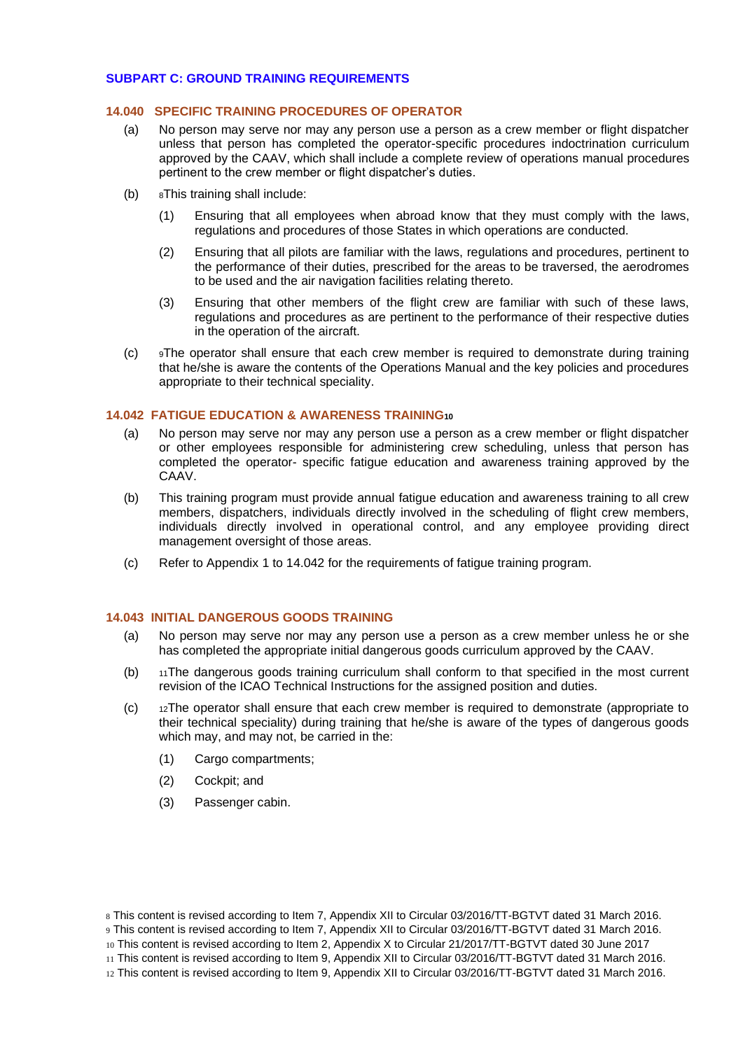## SUBPART C: GROUND TRAINING REQUIREMENTS

### 14.040 SPECIFIC TRAINING PROCEDURES OF OPERATOR

(a) No person may serve nor may any person use a person as a crew member or flight dispatcher unless that person has completed the operator-specific procedures indoctrination curriculum approved by the CAAV, which shall include a complete review of operations manual procedures pertinent to the crew member or flight dispatcher's duties.

(b) [8]This training shall include:

(1) Ensuring that all employees when abroad know that they must comply with the laws, regulations and procedures of those States in which operations are conducted.

(2) Ensuring that all pilots are familiar with the laws, regulations and procedures, pertinent to the performance of their duties, prescribed for the areas to be traversed, the aerodromes to be used and the air navigation facilities relating thereto.

(3) Ensuring that other members of the flight crew are familiar with such of these laws, regulations and procedures as are pertinent to the performance of their respective duties in the operation of the aircraft.

(c) [9]The operator shall ensure that each crew member is required to demonstrate during training that he/she is aware the contents of the Operations Manual and the key policies and procedures appropriate to their technical speciality.

### 14.042 FATIGUE EDUCATION & AWARENESS TRAINING[10]

(a) No person may serve nor may any person use a person as a crew member or flight dispatcher or other employees responsible for administering crew scheduling, unless that person has completed the operator- specific fatigue education and awareness training approved by the CAAV.

(b) This training program must provide annual fatigue education and awareness training to all crew members, dispatchers, individuals directly involved in the scheduling of flight crew members, individuals directly involved in operational control, and any employee providing direct management oversight of those areas.

(c) Refer to Appendix 1 to 14.042 for the requirements of fatigue training program.

### 14.043 INITIAL DANGEROUS GOODS TRAINING

(a) No person may serve nor may any person use a person as a crew member unless he or she has completed the appropriate initial dangerous goods curriculum approved by the CAAV.

(b) [11]The dangerous goods training curriculum shall conform to that specified in the most current revision of the ICAO Technical Instructions for the assigned position and duties.

(c) [12]The operator shall ensure that each crew member is required to demonstrate (appropriate to their technical speciality) during training that he/she is aware of the types of dangerous goods which may, and may not, be carried in the:

(1) Cargo compartments;

(2) Cockpit; and

(3) Passenger cabin.

---

[8] This content is revised according to Item 7, Appendix XII to Circular 03/2016/TT-BGTVT dated 31 March 2016.

[9] This content is revised according to Item 7, Appendix XII to Circular 03/2016/TT-BGTVT dated 31 March 2016.

[10] This content is revised according to Item 2, Appendix X to Circular 21/2017/TT-BGTVT dated 30 June 2017

[11] This content is revised according to Item 9, Appendix XII to Circular 03/2016/TT-BGTVT dated 31 March 2016.

[12] This content is revised according to Item 9, Appendix XII to Circular 03/2016/TT-BGTVT dated 31 March 2016.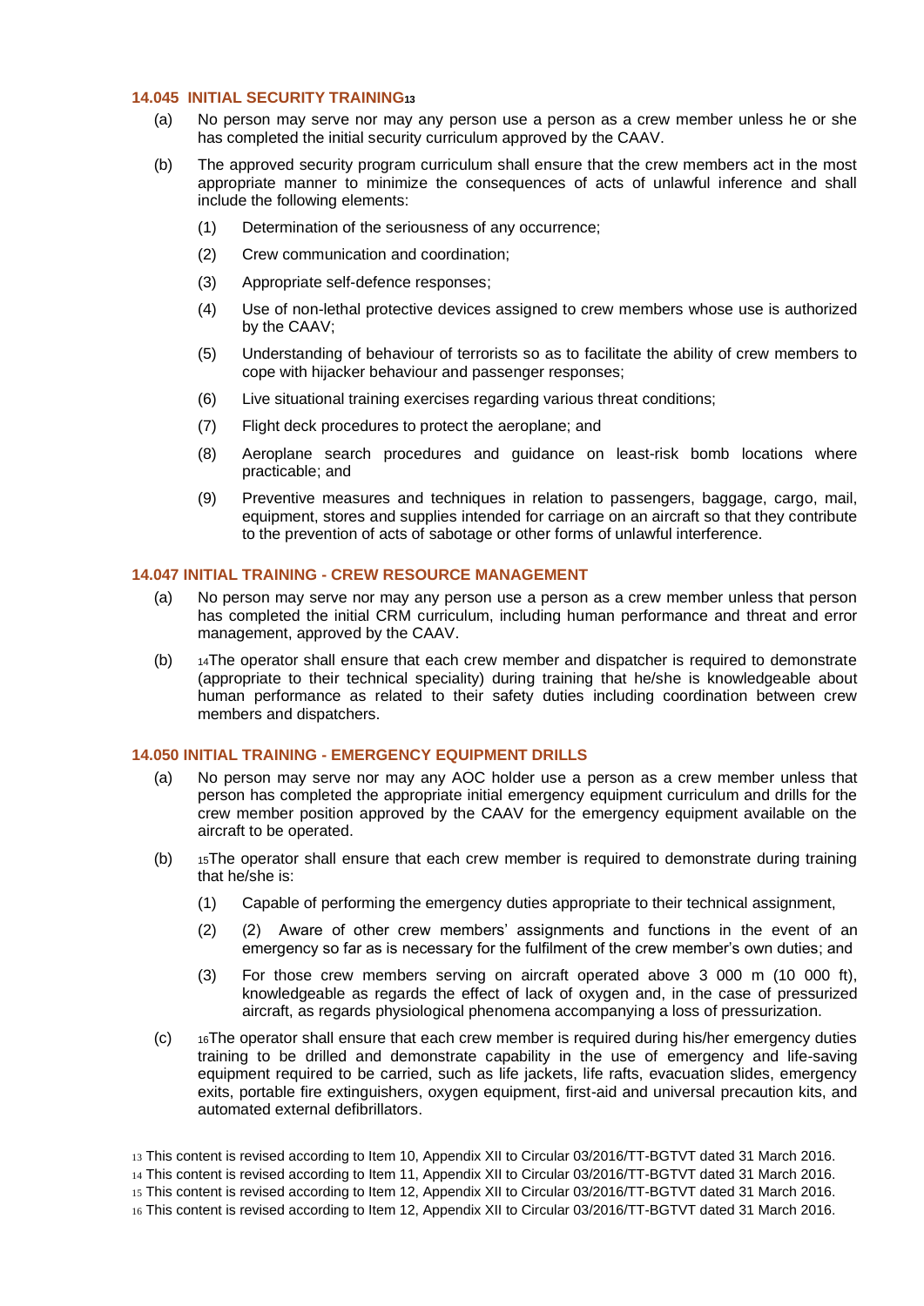### 14.045 INITIAL SECURITY TRAINING[13]

(a) No person may serve nor may any person use a person as a crew member unless he or she has completed the initial security curriculum approved by the CAAV.

(b) The approved security program curriculum shall ensure that the crew members act in the most appropriate manner to minimize the consequences of acts of unlawful inference and shall include the following elements:

(1) Determination of the seriousness of any occurrence;

(2) Crew communication and coordination;

(3) Appropriate self-defence responses;

(4) Use of non-lethal protective devices assigned to crew members whose use is authorized by the CAAV;

(5) Understanding of behaviour of terrorists so as to facilitate the ability of crew members to cope with hijacker behaviour and passenger responses;

(6) Live situational training exercises regarding various threat conditions;

(7) Flight deck procedures to protect the aeroplane; and

(8) Aeroplane search procedures and guidance on least-risk bomb locations where practicable; and

(9) Preventive measures and techniques in relation to passengers, baggage, cargo, mail, equipment, stores and supplies intended for carriage on an aircraft so that they contribute to the prevention of acts of sabotage or other forms of unlawful interference.

### 14.047 INITIAL TRAINING - CREW RESOURCE MANAGEMENT

(a) No person may serve nor may any person use a person as a crew member unless that person has completed the initial CRM curriculum, including human performance and threat and error management, approved by the CAAV.

(b) [14]The operator shall ensure that each crew member and dispatcher is required to demonstrate (appropriate to their technical speciality) during training that he/she is knowledgeable about human performance as related to their safety duties including coordination between crew members and dispatchers.

### 14.050 INITIAL TRAINING - EMERGENCY EQUIPMENT DRILLS

(a) No person may serve nor may any AOC holder use a person as a crew member unless that person has completed the appropriate initial emergency equipment curriculum and drills for the crew member position approved by the CAAV for the emergency equipment available on the aircraft to be operated.

(b) [15]The operator shall ensure that each crew member is required to demonstrate during training that he/she is:

(1) Capable of performing the emergency duties appropriate to their technical assignment,

(2) (2) Aware of other crew members' assignments and functions in the event of an emergency so far as is necessary for the fulfilment of the crew member's own duties; and

(3) For those crew members serving on aircraft operated above 3 000 m (10 000 ft), knowledgeable as regards the effect of lack of oxygen and, in the case of pressurized aircraft, as regards physiological phenomena accompanying a loss of pressurization.

(c) [16]The operator shall ensure that each crew member is required during his/her emergency duties training to be drilled and demonstrate capability in the use of emergency and life-saving equipment required to be carried, such as life jackets, life rafts, evacuation slides, emergency exits, portable fire extinguishers, oxygen equipment, first-aid and universal precaution kits, and automated external defibrillators.

[13] This content is revised according to Item 10, Appendix XII to Circular 03/2016/TT-BGTVT dated 31 March 2016.

[14] This content is revised according to Item 11, Appendix XII to Circular 03/2016/TT-BGTVT dated 31 March 2016.

[15] This content is revised according to Item 12, Appendix XII to Circular 03/2016/TT-BGTVT dated 31 March 2016.

[16] This content is revised according to Item 12, Appendix XII to Circular 03/2016/TT-BGTVT dated 31 March 2016.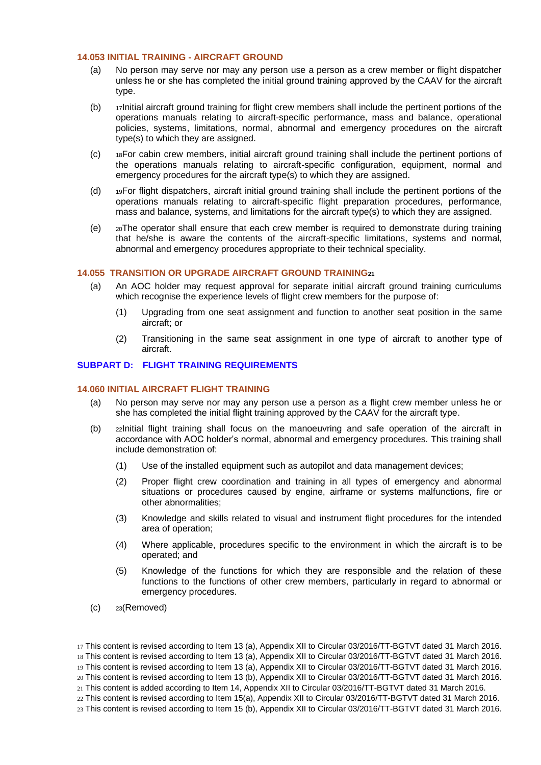### 14.053 INITIAL TRAINING - AIRCRAFT GROUND

(a) No person may serve nor may any person use a person as a crew member or flight dispatcher unless he or she has completed the initial ground training approved by the CAAV for the aircraft type.

(b) [17]Initial aircraft ground training for flight crew members shall include the pertinent portions of the operations manuals relating to aircraft-specific performance, mass and balance, operational policies, systems, limitations, normal, abnormal and emergency procedures on the aircraft type(s) to which they are assigned.

(c) [18]For cabin crew members, initial aircraft ground training shall include the pertinent portions of the operations manuals relating to aircraft-specific configuration, equipment, normal and emergency procedures for the aircraft type(s) to which they are assigned.

(d) [19]For flight dispatchers, aircraft initial ground training shall include the pertinent portions of the operations manuals relating to aircraft-specific flight preparation procedures, performance, mass and balance, systems, and limitations for the aircraft type(s) to which they are assigned.

(e) [20]The operator shall ensure that each crew member is required to demonstrate during training that he/she is aware the contents of the aircraft-specific limitations, systems and normal, abnormal and emergency procedures appropriate to their technical speciality.

### 14.055 TRANSITION OR UPGRADE AIRCRAFT GROUND TRAINING[21]

(a) An AOC holder may request approval for separate initial aircraft ground training curriculums which recognise the experience levels of flight crew members for the purpose of:

   (1) Upgrading from one seat assignment and function to another seat position in the same aircraft; or

   (2) Transitioning in the same seat assignment in one type of aircraft to another type of aircraft.

## SUBPART D: FLIGHT TRAINING REQUIREMENTS

### 14.060 INITIAL AIRCRAFT FLIGHT TRAINING

(a) No person may serve nor may any person use a person as a flight crew member unless he or she has completed the initial flight training approved by the CAAV for the aircraft type.

(b) [22]Initial flight training shall focus on the manoeuvring and safe operation of the aircraft in accordance with AOC holder's normal, abnormal and emergency procedures. This training shall include demonstration of:

   (1) Use of the installed equipment such as autopilot and data management devices;

   (2) Proper flight crew coordination and training in all types of emergency and abnormal situations or procedures caused by engine, airframe or systems malfunctions, fire or other abnormalities;

   (3) Knowledge and skills related to visual and instrument flight procedures for the intended area of operation;

   (4) Where applicable, procedures specific to the environment in which the aircraft is to be operated; and

   (5) Knowledge of the functions for which they are responsible and the relation of these functions to the functions of other crew members, particularly in regard to abnormal or emergency procedures.

(c) [23](Removed)

---

[17] This content is revised according to Item 13 (a), Appendix XII to Circular 03/2016/TT-BGTVT dated 31 March 2016.
[18] This content is revised according to Item 13 (a), Appendix XII to Circular 03/2016/TT-BGTVT dated 31 March 2016.
[19] This content is revised according to Item 13 (a), Appendix XII to Circular 03/2016/TT-BGTVT dated 31 March 2016.
[20] This content is revised according to Item 13 (b), Appendix XII to Circular 03/2016/TT-BGTVT dated 31 March 2016.
[21] This content is added according to Item 14, Appendix XII to Circular 03/2016/TT-BGTVT dated 31 March 2016.
[22] This content is revised according to Item 15(a), Appendix XII to Circular 03/2016/TT-BGTVT dated 31 March 2016.
[23] This content is revised according to Item 15 (b), Appendix XII to Circular 03/2016/TT-BGTVT dated 31 March 2016.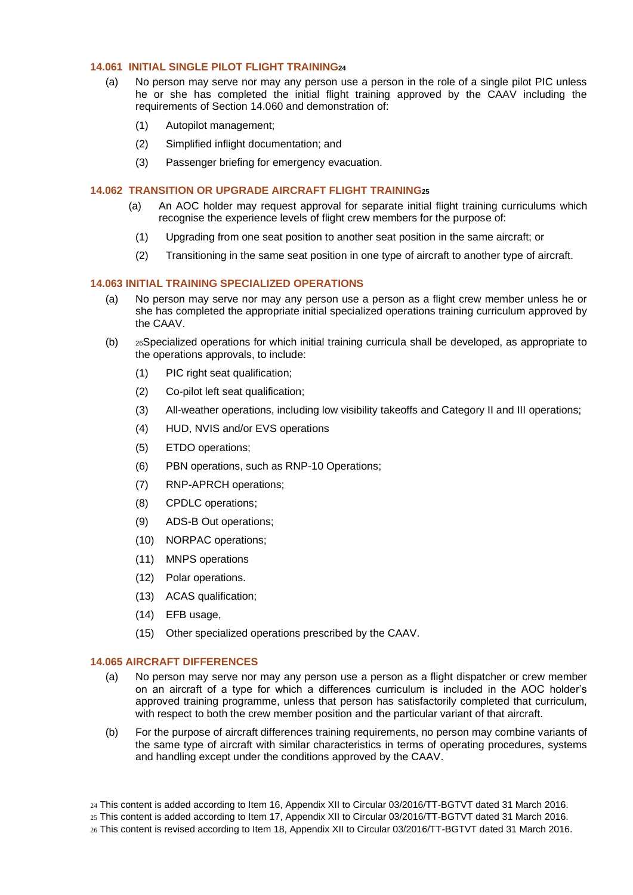### 14.061 INITIAL SINGLE PILOT FLIGHT TRAINING[24]

(a) No person may serve nor may any person use a person in the role of a single pilot PIC unless he or she has completed the initial flight training approved by the CAAV including the requirements of Section 14.060 and demonstration of:

(1) Autopilot management;

(2) Simplified inflight documentation; and

(3) Passenger briefing for emergency evacuation.

### 14.062 TRANSITION OR UPGRADE AIRCRAFT FLIGHT TRAINING[25]

(a) An AOC holder may request approval for separate initial flight training curriculums which recognise the experience levels of flight crew members for the purpose of:

(1) Upgrading from one seat position to another seat position in the same aircraft; or

(2) Transitioning in the same seat position in one type of aircraft to another type of aircraft.

### 14.063 INITIAL TRAINING SPECIALIZED OPERATIONS

(a) No person may serve nor may any person use a person as a flight crew member unless he or she has completed the appropriate initial specialized operations training curriculum approved by the CAAV.

(b) [26]Specialized operations for which initial training curricula shall be developed, as appropriate to the operations approvals, to include:

(1) PIC right seat qualification;

(2) Co-pilot left seat qualification;

(3) All-weather operations, including low visibility takeoffs and Category II and III operations;

(4) HUD, NVIS and/or EVS operations

(5) ETDO operations;

(6) PBN operations, such as RNP-10 Operations;

(7) RNP-APRCH operations;

(8) CPDLC operations;

(9) ADS-B Out operations;

(10) NORPAC operations;

(11) MNPS operations

(12) Polar operations.

(13) ACAS qualification;

(14) EFB usage,

(15) Other specialized operations prescribed by the CAAV.

### 14.065 AIRCRAFT DIFFERENCES

(a) No person may serve nor may any person use a person as a flight dispatcher or crew member on an aircraft of a type for which a differences curriculum is included in the AOC holder's approved training programme, unless that person has satisfactorily completed that curriculum, with respect to both the crew member position and the particular variant of that aircraft.

(b) For the purpose of aircraft differences training requirements, no person may combine variants of the same type of aircraft with similar characteristics in terms of operating procedures, systems and handling except under the conditions approved by the CAAV.

---

[24] This content is added according to Item 16, Appendix XII to Circular 03/2016/TT-BGTVT dated 31 March 2016.

[25] This content is added according to Item 17, Appendix XII to Circular 03/2016/TT-BGTVT dated 31 March 2016.

[26] This content is revised according to Item 18, Appendix XII to Circular 03/2016/TT-BGTVT dated 31 March 2016.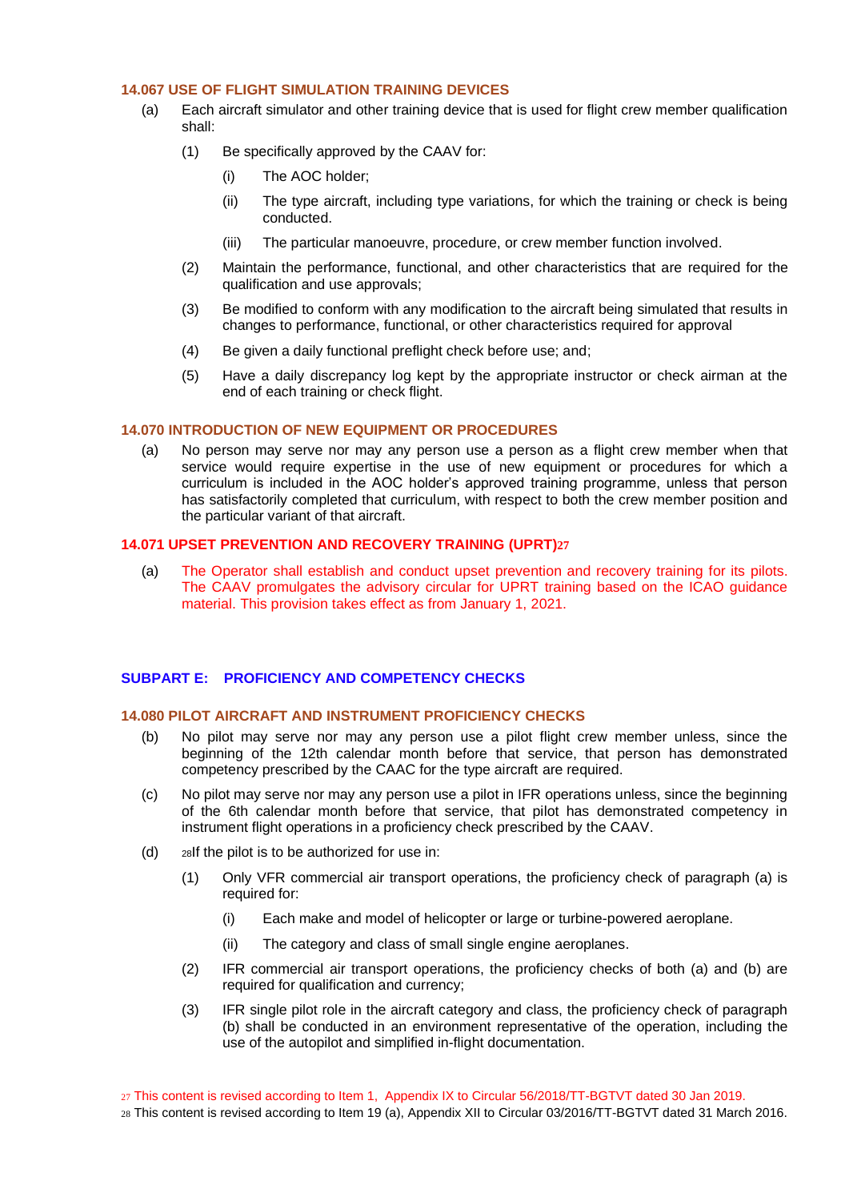### 14.067 USE OF FLIGHT SIMULATION TRAINING DEVICES

(a) Each aircraft simulator and other training device that is used for flight crew member qualification shall:

(1) Be specifically approved by the CAAV for:

(i) The AOC holder;

(ii) The type aircraft, including type variations, for which the training or check is being conducted.

(iii) The particular manoeuvre, procedure, or crew member function involved.

(2) Maintain the performance, functional, and other characteristics that are required for the qualification and use approvals;

(3) Be modified to conform with any modification to the aircraft being simulated that results in changes to performance, functional, or other characteristics required for approval

(4) Be given a daily functional preflight check before use; and;

(5) Have a daily discrepancy log kept by the appropriate instructor or check airman at the end of each training or check flight.

### 14.070 INTRODUCTION OF NEW EQUIPMENT OR PROCEDURES

(a) No person may serve nor may any person use a person as a flight crew member when that service would require expertise in the use of new equipment or procedures for which a curriculum is included in the AOC holder's approved training programme, unless that person has satisfactorily completed that curriculum, with respect to both the crew member position and the particular variant of that aircraft.

### 14.071 UPSET PREVENTION AND RECOVERY TRAINING (UPRT)[27]

(a) The Operator shall establish and conduct upset prevention and recovery training for its pilots. The CAAV promulgates the advisory circular for UPRT training based on the ICAO guidance material. This provision takes effect as from January 1, 2021.

## SUBPART E: PROFICIENCY AND COMPETENCY CHECKS

### 14.080 PILOT AIRCRAFT AND INSTRUMENT PROFICIENCY CHECKS

(b) No pilot may serve nor may any person use a pilot flight crew member unless, since the beginning of the 12th calendar month before that service, that person has demonstrated competency prescribed by the CAAC for the type aircraft are required.

(c) No pilot may serve nor may any person use a pilot in IFR operations unless, since the beginning of the 6th calendar month before that service, that pilot has demonstrated competency in instrument flight operations in a proficiency check prescribed by the CAAV.

(d) [28]If the pilot is to be authorized for use in:

(1) Only VFR commercial air transport operations, the proficiency check of paragraph (a) is required for:

(i) Each make and model of helicopter or large or turbine-powered aeroplane.

(ii) The category and class of small single engine aeroplanes.

(2) IFR commercial air transport operations, the proficiency checks of both (a) and (b) are required for qualification and currency;

(3) IFR single pilot role in the aircraft category and class, the proficiency check of paragraph (b) shall be conducted in an environment representative of the operation, including the use of the autopilot and simplified in-flight documentation.

[27] This content is revised according to Item 1, Appendix IX to Circular 56/2018/TT-BGTVT dated 30 Jan 2019.

[28] This content is revised according to Item 19 (a), Appendix XII to Circular 03/2016/TT-BGTVT dated 31 March 2016.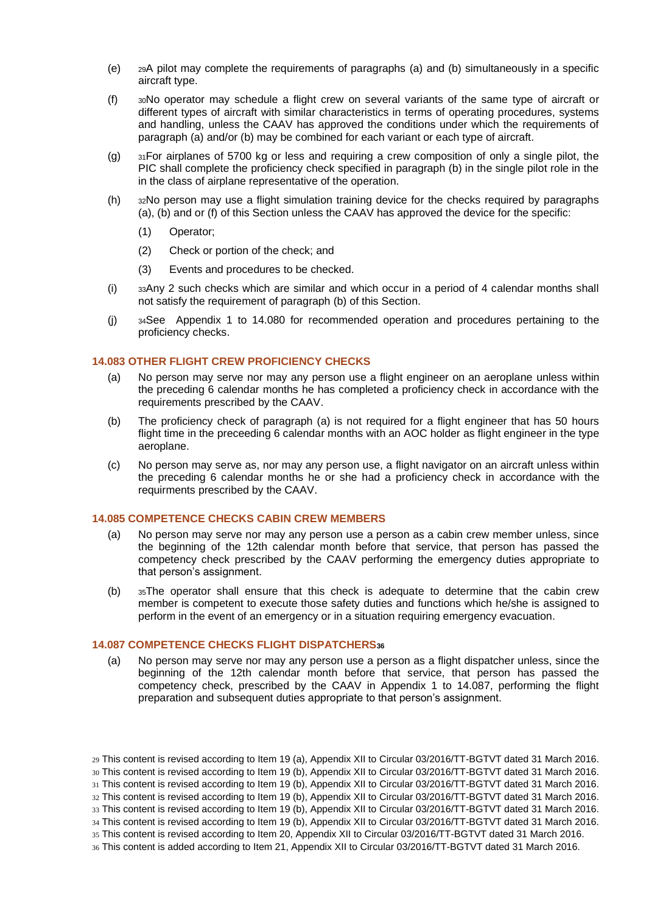(e) [29]A pilot may complete the requirements of paragraphs (a) and (b) simultaneously in a specific aircraft type.

(f) [30]No operator may schedule a flight crew on several variants of the same type of aircraft or different types of aircraft with similar characteristics in terms of operating procedures, systems and handling, unless the CAAV has approved the conditions under which the requirements of paragraph (a) and/or (b) may be combined for each variant or each type of aircraft.

(g) [31]For airplanes of 5700 kg or less and requiring a crew composition of only a single pilot, the PIC shall complete the proficiency check specified in paragraph (b) in the single pilot role in the in the class of airplane representative of the operation.

(h) [32]No person may use a flight simulation training device for the checks required by paragraphs (a), (b) and or (f) of this Section unless the CAAV has approved the device for the specific:

  (1) Operator;

  (2) Check or portion of the check; and

  (3) Events and procedures to be checked.

(i) [33]Any 2 such checks which are similar and which occur in a period of 4 calendar months shall not satisfy the requirement of paragraph (b) of this Section.

(j) [34]See Appendix 1 to 14.080 for recommended operation and procedures pertaining to the proficiency checks.

### 14.083 OTHER FLIGHT CREW PROFICIENCY CHECKS

(a) No person may serve nor may any person use a flight engineer on an aeroplane unless within the preceding 6 calendar months he has completed a proficiency check in accordance with the requirements prescribed by the CAAV.

(b) The proficiency check of paragraph (a) is not required for a flight engineer that has 50 hours flight time in the preceeding 6 calendar months with an AOC holder as flight engineer in the type aeroplane.

(c) No person may serve as, nor may any person use, a flight navigator on an aircraft unless within the preceding 6 calendar months he or she had a proficiency check in accordance with the requirments prescribed by the CAAV.

### 14.085 COMPETENCE CHECKS CABIN CREW MEMBERS

(a) No person may serve nor may any person use a person as a cabin crew member unless, since the beginning of the 12th calendar month before that service, that person has passed the competency check prescribed by the CAAV performing the emergency duties appropriate to that person's assignment.

(b) [35]The operator shall ensure that this check is adequate to determine that the cabin crew member is competent to execute those safety duties and functions which he/she is assigned to perform in the event of an emergency or in a situation requiring emergency evacuation.

### 14.087 COMPETENCE CHECKS FLIGHT DISPATCHERS[36]

(a) No person may serve nor may any person use a person as a flight dispatcher unless, since the beginning of the 12th calendar month before that service, that person has passed the competency check, prescribed by the CAAV in Appendix 1 to 14.087, performing the flight preparation and subsequent duties appropriate to that person's assignment.

---

[29] This content is revised according to Item 19 (a), Appendix XII to Circular 03/2016/TT-BGTVT dated 31 March 2016.

[30] This content is revised according to Item 19 (b), Appendix XII to Circular 03/2016/TT-BGTVT dated 31 March 2016.

[31] This content is revised according to Item 19 (b), Appendix XII to Circular 03/2016/TT-BGTVT dated 31 March 2016.

[32] This content is revised according to Item 19 (b), Appendix XII to Circular 03/2016/TT-BGTVT dated 31 March 2016.

[33] This content is revised according to Item 19 (b), Appendix XII to Circular 03/2016/TT-BGTVT dated 31 March 2016.

[34] This content is revised according to Item 19 (b), Appendix XII to Circular 03/2016/TT-BGTVT dated 31 March 2016.

[35] This content is revised according to Item 20, Appendix XII to Circular 03/2016/TT-BGTVT dated 31 March 2016.

[36] This content is added according to Item 21, Appendix XII to Circular 03/2016/TT-BGTVT dated 31 March 2016.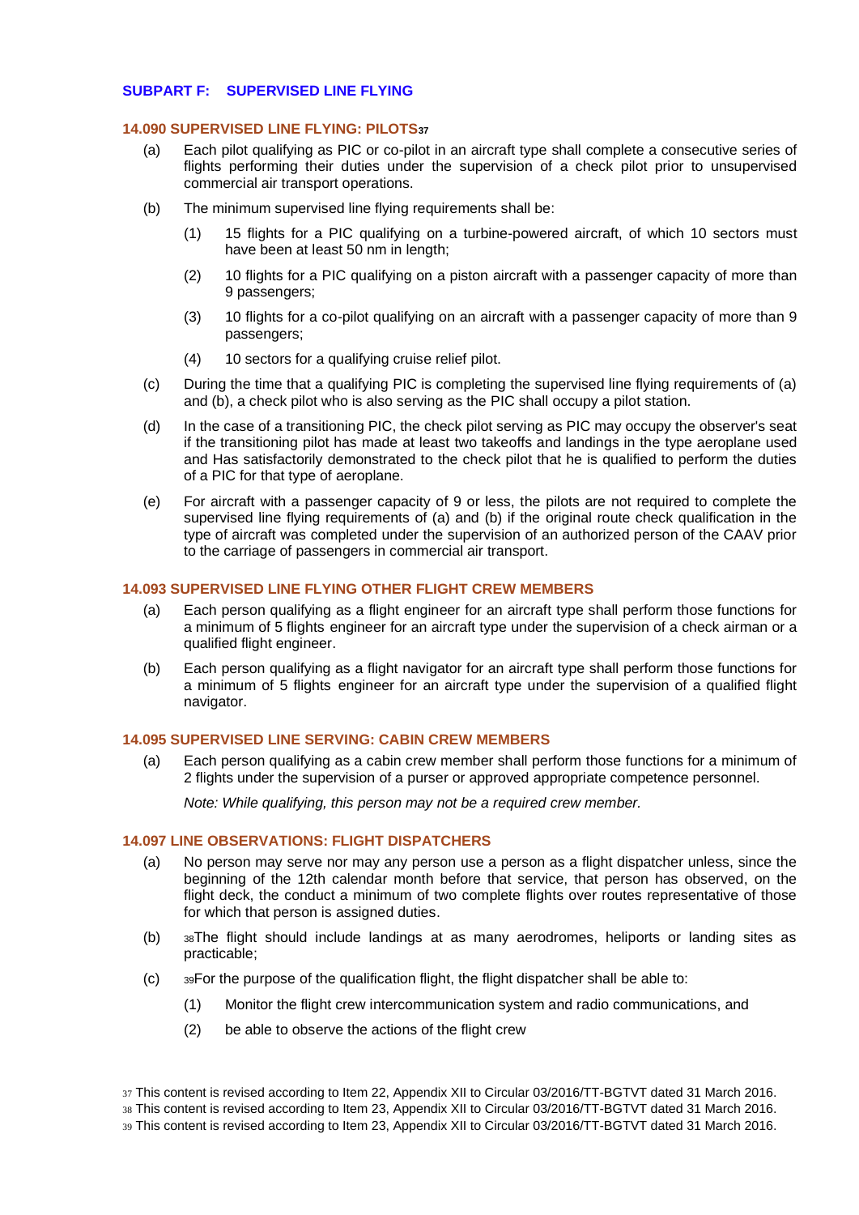## SUBPART F: SUPERVISED LINE FLYING

### 14.090 SUPERVISED LINE FLYING: PILOTS[37]

(a) Each pilot qualifying as PIC or co-pilot in an aircraft type shall complete a consecutive series of flights performing their duties under the supervision of a check pilot prior to unsupervised commercial air transport operations.

(b) The minimum supervised line flying requirements shall be:

(1) 15 flights for a PIC qualifying on a turbine-powered aircraft, of which 10 sectors must have been at least 50 nm in length;

(2) 10 flights for a PIC qualifying on a piston aircraft with a passenger capacity of more than 9 passengers;

(3) 10 flights for a co-pilot qualifying on an aircraft with a passenger capacity of more than 9 passengers;

(4) 10 sectors for a qualifying cruise relief pilot.

(c) During the time that a qualifying PIC is completing the supervised line flying requirements of (a) and (b), a check pilot who is also serving as the PIC shall occupy a pilot station.

(d) In the case of a transitioning PIC, the check pilot serving as PIC may occupy the observer's seat if the transitioning pilot has made at least two takeoffs and landings in the type aeroplane used and Has satisfactorily demonstrated to the check pilot that he is qualified to perform the duties of a PIC for that type of aeroplane.

(e) For aircraft with a passenger capacity of 9 or less, the pilots are not required to complete the supervised line flying requirements of (a) and (b) if the original route check qualification in the type of aircraft was completed under the supervision of an authorized person of the CAAV prior to the carriage of passengers in commercial air transport.

### 14.093 SUPERVISED LINE FLYING OTHER FLIGHT CREW MEMBERS

(a) Each person qualifying as a flight engineer for an aircraft type shall perform those functions for a minimum of 5 flights engineer for an aircraft type under the supervision of a check airman or a qualified flight engineer.

(b) Each person qualifying as a flight navigator for an aircraft type shall perform those functions for a minimum of 5 flights engineer for an aircraft type under the supervision of a qualified flight navigator.

### 14.095 SUPERVISED LINE SERVING: CABIN CREW MEMBERS

(a) Each person qualifying as a cabin crew member shall perform those functions for a minimum of 2 flights under the supervision of a purser or approved appropriate competence personnel.

*Note: While qualifying, this person may not be a required crew member.*

### 14.097 LINE OBSERVATIONS: FLIGHT DISPATCHERS

(a) No person may serve nor may any person use a person as a flight dispatcher unless, since the beginning of the 12th calendar month before that service, that person has observed, on the flight deck, the conduct a minimum of two complete flights over routes representative of those for which that person is assigned duties.

(b) [38]The flight should include landings at as many aerodromes, heliports or landing sites as practicable;

(c) [39]For the purpose of the qualification flight, the flight dispatcher shall be able to:

(1) Monitor the flight crew intercommunication system and radio communications, and

(2) be able to observe the actions of the flight crew

---

[37] This content is revised according to Item 22, Appendix XII to Circular 03/2016/TT-BGTVT dated 31 March 2016.

[38] This content is revised according to Item 23, Appendix XII to Circular 03/2016/TT-BGTVT dated 31 March 2016.

[39] This content is revised according to Item 23, Appendix XII to Circular 03/2016/TT-BGTVT dated 31 March 2016.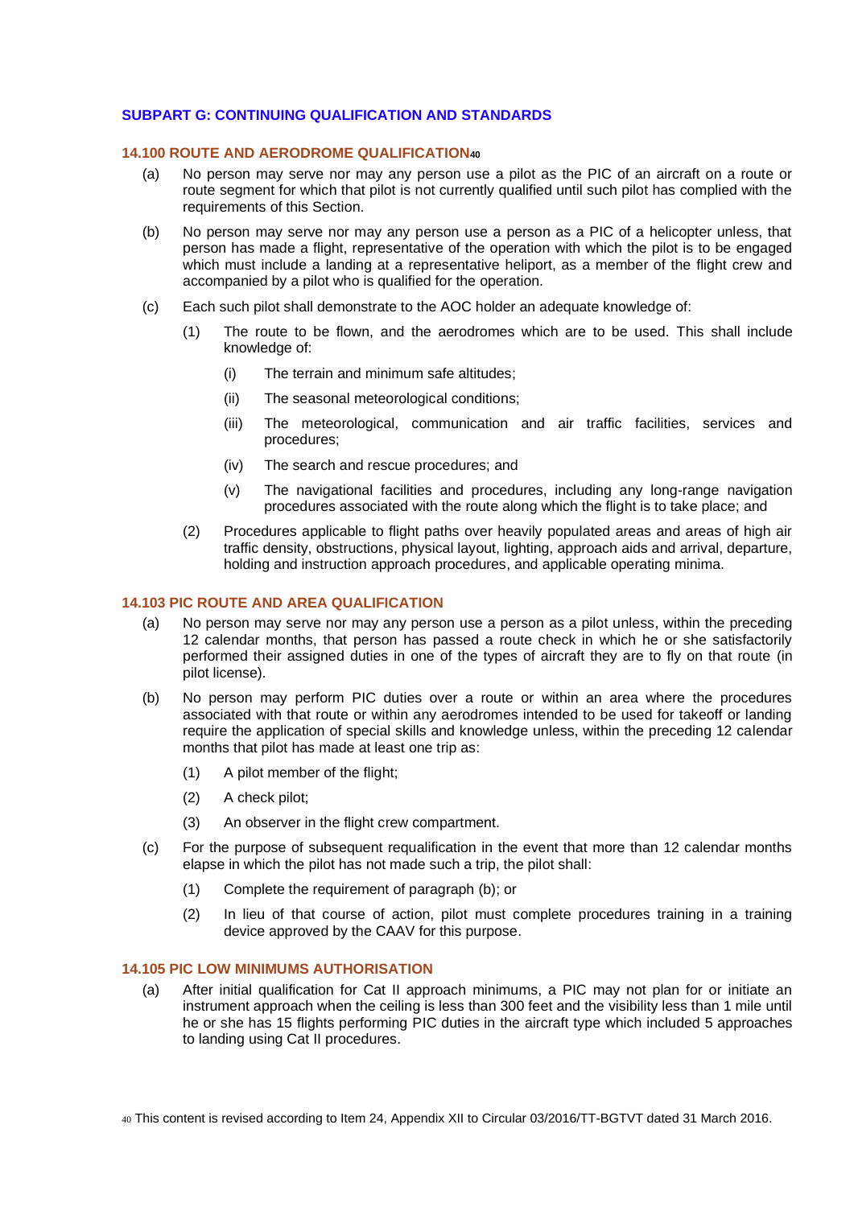## SUBPART G: CONTINUING QUALIFICATION AND STANDARDS

### 14.100 ROUTE AND AERODROME QUALIFICATION[40]

(a) No person may serve nor may any person use a pilot as the PIC of an aircraft on a route or route segment for which that pilot is not currently qualified until such pilot has complied with the requirements of this Section.

(b) No person may serve nor may any person use a person as a PIC of a helicopter unless, that person has made a flight, representative of the operation with which the pilot is to be engaged which must include a landing at a representative heliport, as a member of the flight crew and accompanied by a pilot who is qualified for the operation.

(c) Each such pilot shall demonstrate to the AOC holder an adequate knowledge of:

  (1) The route to be flown, and the aerodromes which are to be used. This shall include knowledge of:

    (i) The terrain and minimum safe altitudes;

    (ii) The seasonal meteorological conditions;

    (iii) The meteorological, communication and air traffic facilities, services and procedures;

    (iv) The search and rescue procedures; and

    (v) The navigational facilities and procedures, including any long-range navigation procedures associated with the route along which the flight is to take place; and

  (2) Procedures applicable to flight paths over heavily populated areas and areas of high air traffic density, obstructions, physical layout, lighting, approach aids and arrival, departure, holding and instruction approach procedures, and applicable operating minima.

### 14.103 PIC ROUTE AND AREA QUALIFICATION

(a) No person may serve nor may any person use a person as a pilot unless, within the preceding 12 calendar months, that person has passed a route check in which he or she satisfactorily performed their assigned duties in one of the types of aircraft they are to fly on that route (in pilot license).

(b) No person may perform PIC duties over a route or within an area where the procedures associated with that route or within any aerodromes intended to be used for takeoff or landing require the application of special skills and knowledge unless, within the preceding 12 calendar months that pilot has made at least one trip as:

  (1) A pilot member of the flight;

  (2) A check pilot;

  (3) An observer in the flight crew compartment.

(c) For the purpose of subsequent requalification in the event that more than 12 calendar months elapse in which the pilot has not made such a trip, the pilot shall:

  (1) Complete the requirement of paragraph (b); or

  (2) In lieu of that course of action, pilot must complete procedures training in a training device approved by the CAAV for this purpose.

### 14.105 PIC LOW MINIMUMS AUTHORISATION

(a) After initial qualification for Cat II approach minimums, a PIC may not plan for or initiate an instrument approach when the ceiling is less than 300 feet and the visibility less than 1 mile until he or she has 15 flights performing PIC duties in the aircraft type which included 5 approaches to landing using Cat II procedures.

---

[40] This content is revised according to Item 24, Appendix XII to Circular 03/2016/TT-BGTVT dated 31 March 2016.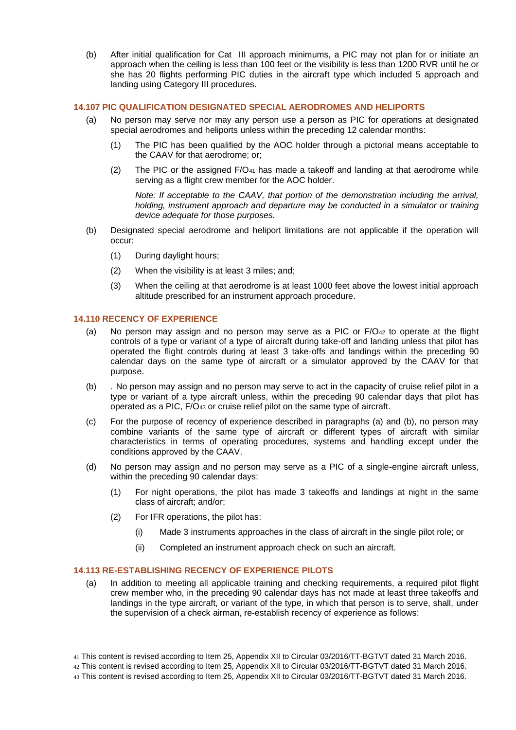(b) After initial qualification for Cat III approach minimums, a PIC may not plan for or initiate an approach when the ceiling is less than 100 feet or the visibility is less than 1200 RVR until he or she has 20 flights performing PIC duties in the aircraft type which included 5 approach and landing using Category III procedures.

### 14.107 PIC QUALIFICATION DESIGNATED SPECIAL AERODROMES AND HELIPORTS

(a) No person may serve nor may any person use a person as PIC for operations at designated special aerodromes and heliports unless within the preceding 12 calendar months:

(1) The PIC has been qualified by the AOC holder through a pictorial means acceptable to the CAAV for that aerodrome; or;

(2) The PIC or the assigned F/O[41] has made a takeoff and landing at that aerodrome while serving as a flight crew member for the AOC holder.

*Note: If acceptable to the CAAV, that portion of the demonstration including the arrival, holding, instrument approach and departure may be conducted in a simulator or training device adequate for those purposes.*

(b) Designated special aerodrome and heliport limitations are not applicable if the operation will occur:

(1) During daylight hours;

(2) When the visibility is at least 3 miles; and;

(3) When the ceiling at that aerodrome is at least 1000 feet above the lowest initial approach altitude prescribed for an instrument approach procedure.

### 14.110 RECENCY OF EXPERIENCE

(a) No person may assign and no person may serve as a PIC or F/O[42] to operate at the flight controls of a type or variant of a type of aircraft during take-off and landing unless that pilot has operated the flight controls during at least 3 take-offs and landings within the preceding 90 calendar days on the same type of aircraft or a simulator approved by the CAAV for that purpose.

(b) . No person may assign and no person may serve to act in the capacity of cruise relief pilot in a type or variant of a type aircraft unless, within the preceding 90 calendar days that pilot has operated as a PIC, F/O[43] or cruise relief pilot on the same type of aircraft.

(c) For the purpose of recency of experience described in paragraphs (a) and (b), no person may combine variants of the same type of aircraft or different types of aircraft with similar characteristics in terms of operating procedures, systems and handling except under the conditions approved by the CAAV.

(d) No person may assign and no person may serve as a PIC of a single-engine aircraft unless, within the preceding 90 calendar days:

(1) For night operations, the pilot has made 3 takeoffs and landings at night in the same class of aircraft; and/or;

(2) For IFR operations, the pilot has:

(i) Made 3 instruments approaches in the class of aircraft in the single pilot role; or

(ii) Completed an instrument approach check on such an aircraft.

### 14.113 RE-ESTABLISHING RECENCY OF EXPERIENCE PILOTS

(a) In addition to meeting all applicable training and checking requirements, a required pilot flight crew member who, in the preceding 90 calendar days has not made at least three takeoffs and landings in the type aircraft, or variant of the type, in which that person is to serve, shall, under the supervision of a check airman, re-establish recency of experience as follows:

---

[41] This content is revised according to Item 25, Appendix XII to Circular 03/2016/TT-BGTVT dated 31 March 2016.

[42] This content is revised according to Item 25, Appendix XII to Circular 03/2016/TT-BGTVT dated 31 March 2016.

[43] This content is revised according to Item 25, Appendix XII to Circular 03/2016/TT-BGTVT dated 31 March 2016.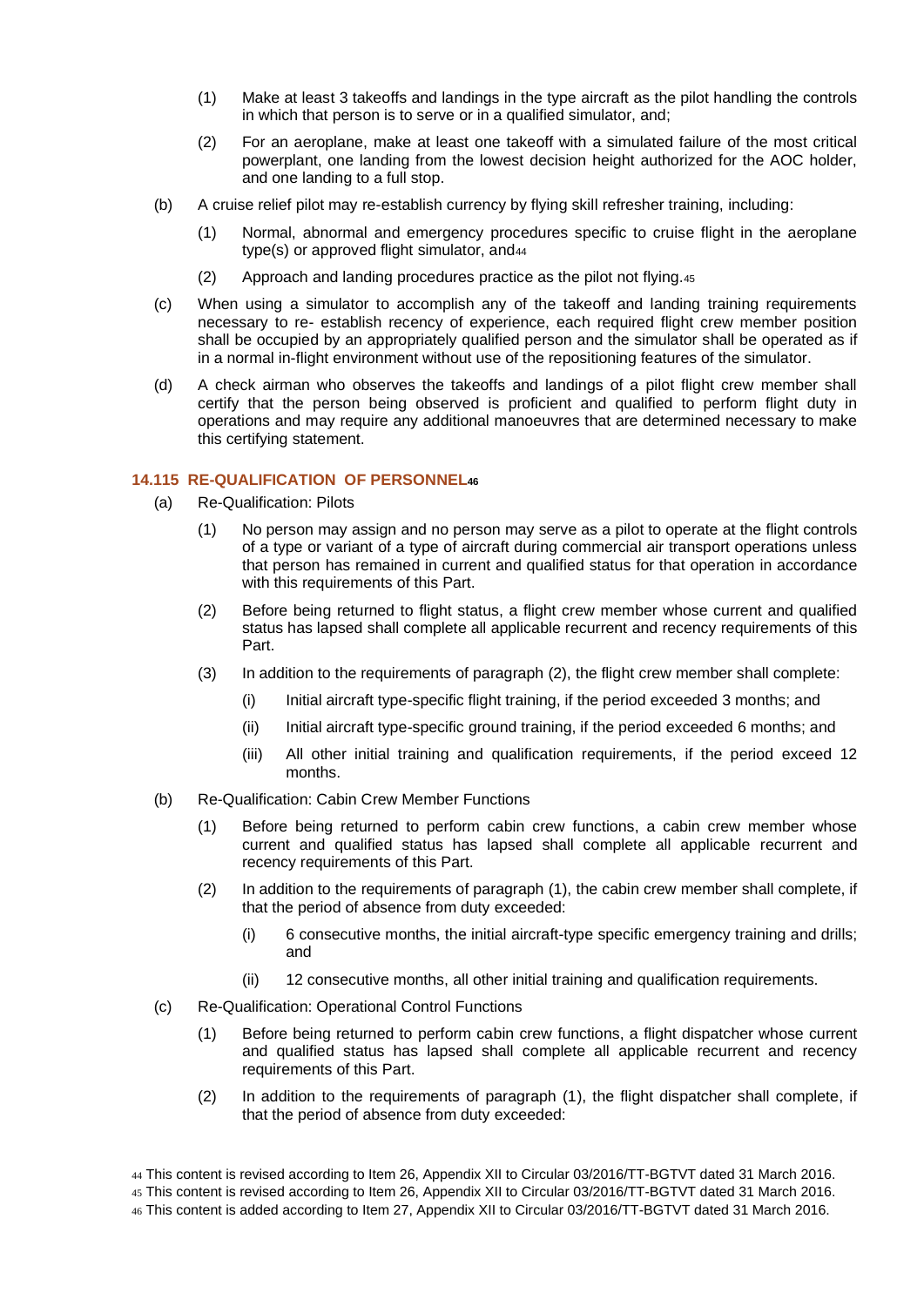(1) Make at least 3 takeoffs and landings in the type aircraft as the pilot handling the controls in which that person is to serve or in a qualified simulator, and;

(2) For an aeroplane, make at least one takeoff with a simulated failure of the most critical powerplant, one landing from the lowest decision height authorized for the AOC holder, and one landing to a full stop.

(b) A cruise relief pilot may re-establish currency by flying skill refresher training, including:

(1) Normal, abnormal and emergency procedures specific to cruise flight in the aeroplane type(s) or approved flight simulator, and[44]

(2) Approach and landing procedures practice as the pilot not flying.[45]

(c) When using a simulator to accomplish any of the takeoff and landing training requirements necessary to re- establish recency of experience, each required flight crew member position shall be occupied by an appropriately qualified person and the simulator shall be operated as if in a normal in-flight environment without use of the repositioning features of the simulator.

(d) A check airman who observes the takeoffs and landings of a pilot flight crew member shall certify that the person being observed is proficient and qualified to perform flight duty in operations and may require any additional manoeuvres that are determined necessary to make this certifying statement.

### 14.115 RE-QUALIFICATION OF PERSONNEL[46]

(a) Re-Qualification: Pilots

(1) No person may assign and no person may serve as a pilot to operate at the flight controls of a type or variant of a type of aircraft during commercial air transport operations unless that person has remained in current and qualified status for that operation in accordance with this requirements of this Part.

(2) Before being returned to flight status, a flight crew member whose current and qualified status has lapsed shall complete all applicable recurrent and recency requirements of this Part.

(3) In addition to the requirements of paragraph (2), the flight crew member shall complete:

(i) Initial aircraft type-specific flight training, if the period exceeded 3 months; and

(ii) Initial aircraft type-specific ground training, if the period exceeded 6 months; and

(iii) All other initial training and qualification requirements, if the period exceed 12 months.

(b) Re-Qualification: Cabin Crew Member Functions

(1) Before being returned to perform cabin crew functions, a cabin crew member whose current and qualified status has lapsed shall complete all applicable recurrent and recency requirements of this Part.

(2) In addition to the requirements of paragraph (1), the cabin crew member shall complete, if that the period of absence from duty exceeded:

(i) 6 consecutive months, the initial aircraft-type specific emergency training and drills; and

(ii) 12 consecutive months, all other initial training and qualification requirements.

(c) Re-Qualification: Operational Control Functions

(1) Before being returned to perform cabin crew functions, a flight dispatcher whose current and qualified status has lapsed shall complete all applicable recurrent and recency requirements of this Part.

(2) In addition to the requirements of paragraph (1), the flight dispatcher shall complete, if that the period of absence from duty exceeded:

---

[44] This content is revised according to Item 26, Appendix XII to Circular 03/2016/TT-BGTVT dated 31 March 2016.

[45] This content is revised according to Item 26, Appendix XII to Circular 03/2016/TT-BGTVT dated 31 March 2016.

[46] This content is added according to Item 27, Appendix XII to Circular 03/2016/TT-BGTVT dated 31 March 2016.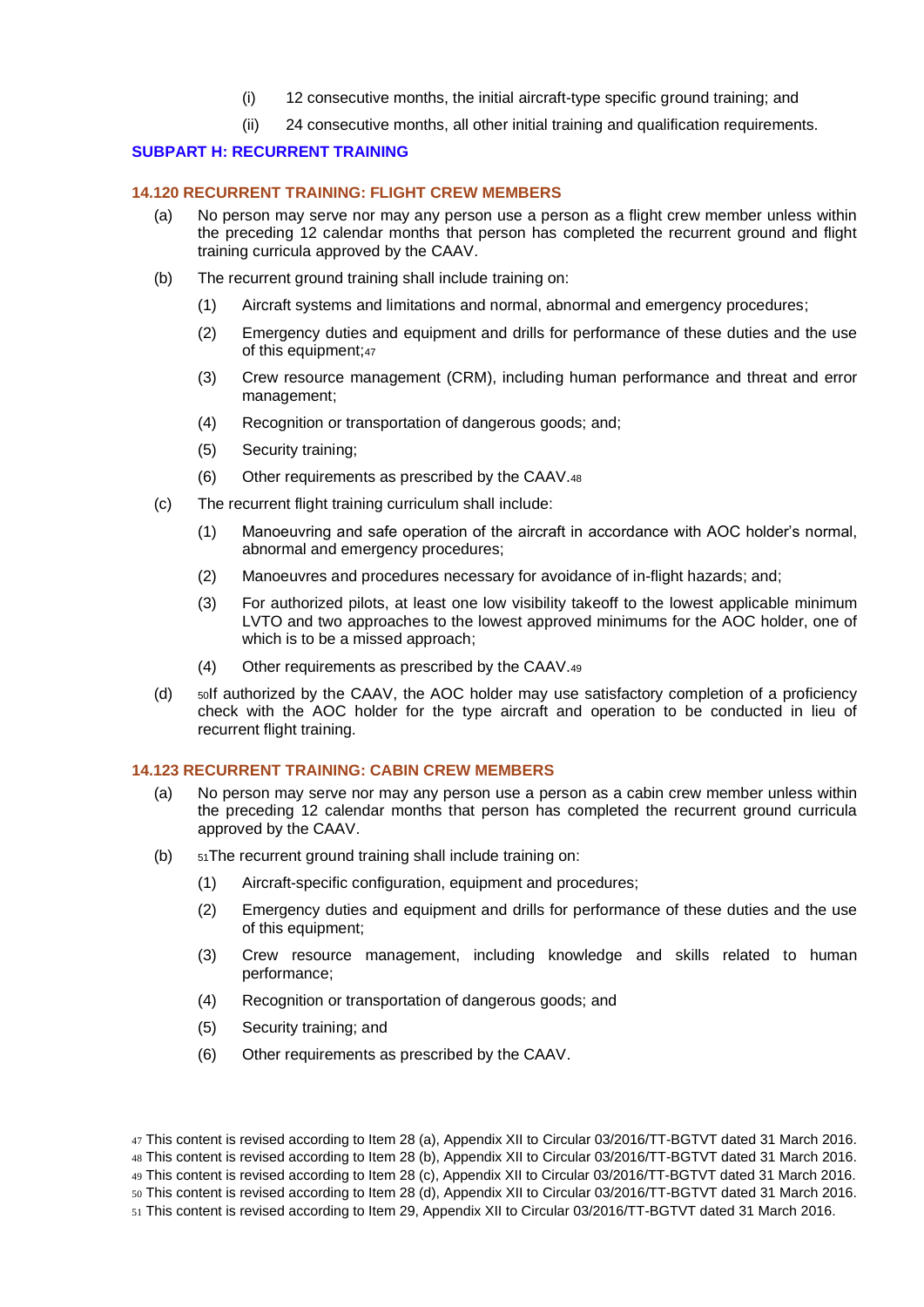(i) 12 consecutive months, the initial aircraft-type specific ground training; and

(ii) 24 consecutive months, all other initial training and qualification requirements.

## SUBPART H: RECURRENT TRAINING

### 14.120 RECURRENT TRAINING: FLIGHT CREW MEMBERS

(a) No person may serve nor may any person use a person as a flight crew member unless within the preceding 12 calendar months that person has completed the recurrent ground and flight training curricula approved by the CAAV.

(b) The recurrent ground training shall include training on:

(1) Aircraft systems and limitations and normal, abnormal and emergency procedures;

(2) Emergency duties and equipment and drills for performance of these duties and the use of this equipment;[47]

(3) Crew resource management (CRM), including human performance and threat and error management;

(4) Recognition or transportation of dangerous goods; and;

(5) Security training;

(6) Other requirements as prescribed by the CAAV.[48]

(c) The recurrent flight training curriculum shall include:

(1) Manoeuvring and safe operation of the aircraft in accordance with AOC holder's normal, abnormal and emergency procedures;

(2) Manoeuvres and procedures necessary for avoidance of in-flight hazards; and;

(3) For authorized pilots, at least one low visibility takeoff to the lowest applicable minimum LVTO and two approaches to the lowest approved minimums for the AOC holder, one of which is to be a missed approach;

(4) Other requirements as prescribed by the CAAV.[49]

(d) [50]If authorized by the CAAV, the AOC holder may use satisfactory completion of a proficiency check with the AOC holder for the type aircraft and operation to be conducted in lieu of recurrent flight training.

### 14.123 RECURRENT TRAINING: CABIN CREW MEMBERS

(a) No person may serve nor may any person use a person as a cabin crew member unless within the preceding 12 calendar months that person has completed the recurrent ground curricula approved by the CAAV.

(b) [51]The recurrent ground training shall include training on:

(1) Aircraft-specific configuration, equipment and procedures;

(2) Emergency duties and equipment and drills for performance of these duties and the use of this equipment;

(3) Crew resource management, including knowledge and skills related to human performance;

(4) Recognition or transportation of dangerous goods; and

(5) Security training; and

(6) Other requirements as prescribed by the CAAV.

[47] This content is revised according to Item 28 (a), Appendix XII to Circular 03/2016/TT-BGTVT dated 31 March 2016.
[48] This content is revised according to Item 28 (b), Appendix XII to Circular 03/2016/TT-BGTVT dated 31 March 2016.
[49] This content is revised according to Item 28 (c), Appendix XII to Circular 03/2016/TT-BGTVT dated 31 March 2016.
[50] This content is revised according to Item 28 (d), Appendix XII to Circular 03/2016/TT-BGTVT dated 31 March 2016.
[51] This content is revised according to Item 29, Appendix XII to Circular 03/2016/TT-BGTVT dated 31 March 2016.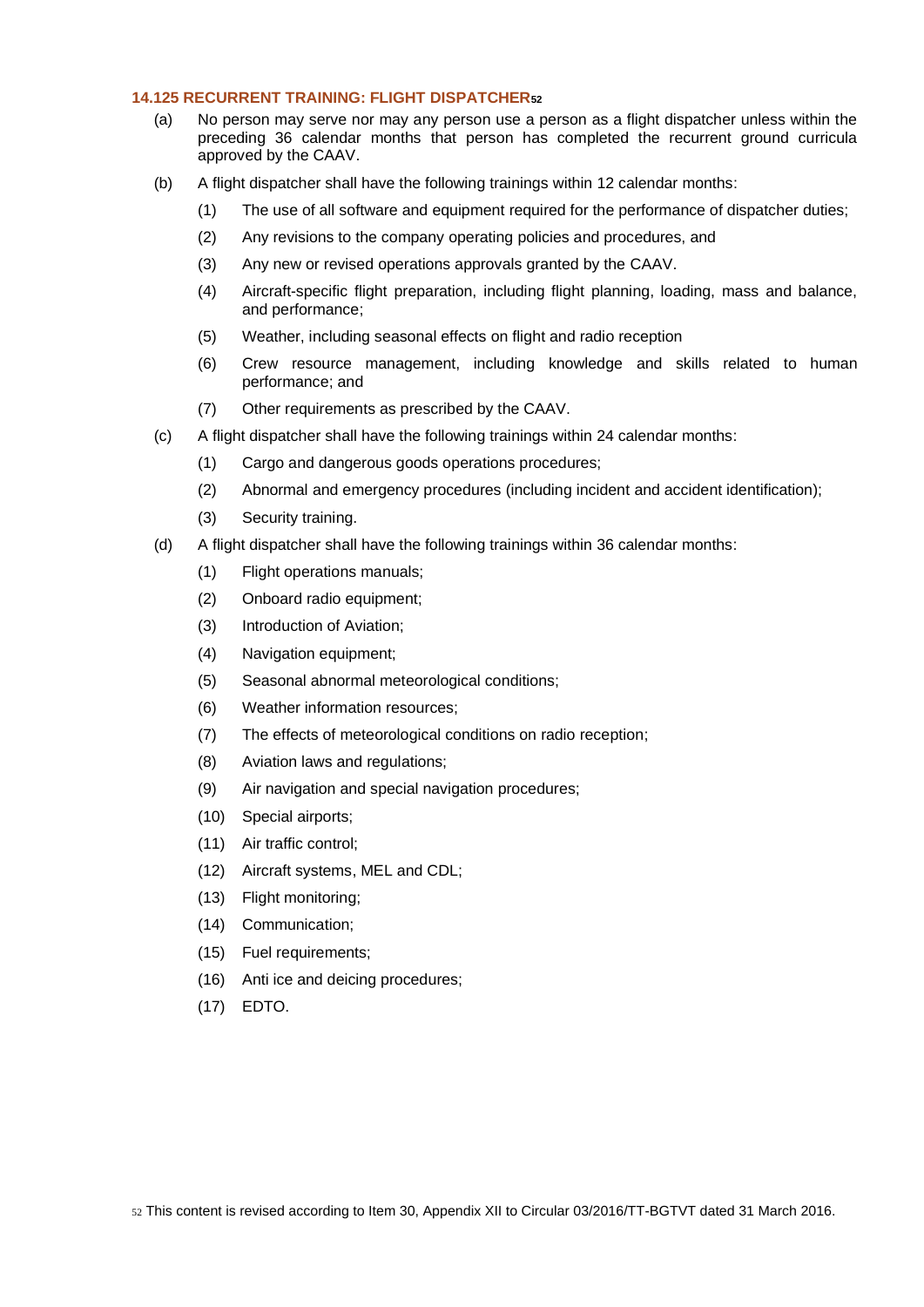### 14.125 RECURRENT TRAINING: FLIGHT DISPATCHER[52]

(a) No person may serve nor may any person use a person as a flight dispatcher unless within the preceding 36 calendar months that person has completed the recurrent ground curricula approved by the CAAV.

(b) A flight dispatcher shall have the following trainings within 12 calendar months:

  (1) The use of all software and equipment required for the performance of dispatcher duties;

  (2) Any revisions to the company operating policies and procedures, and

  (3) Any new or revised operations approvals granted by the CAAV.

  (4) Aircraft-specific flight preparation, including flight planning, loading, mass and balance, and performance;

  (5) Weather, including seasonal effects on flight and radio reception

  (6) Crew resource management, including knowledge and skills related to human performance; and

  (7) Other requirements as prescribed by the CAAV.

(c) A flight dispatcher shall have the following trainings within 24 calendar months:

  (1) Cargo and dangerous goods operations procedures;

  (2) Abnormal and emergency procedures (including incident and accident identification);

  (3) Security training.

(d) A flight dispatcher shall have the following trainings within 36 calendar months:

  (1) Flight operations manuals;

  (2) Onboard radio equipment;

  (3) Introduction of Aviation;

  (4) Navigation equipment;

  (5) Seasonal abnormal meteorological conditions;

  (6) Weather information resources;

  (7) The effects of meteorological conditions on radio reception;

  (8) Aviation laws and regulations;

  (9) Air navigation and special navigation procedures;

  (10) Special airports;

  (11) Air traffic control;

  (12) Aircraft systems, MEL and CDL;

  (13) Flight monitoring;

  (14) Communication;

  (15) Fuel requirements;

  (16) Anti ice and deicing procedures;

  (17) EDTO.

[52] This content is revised according to Item 30, Appendix XII to Circular 03/2016/TT-BGTVT dated 31 March 2016.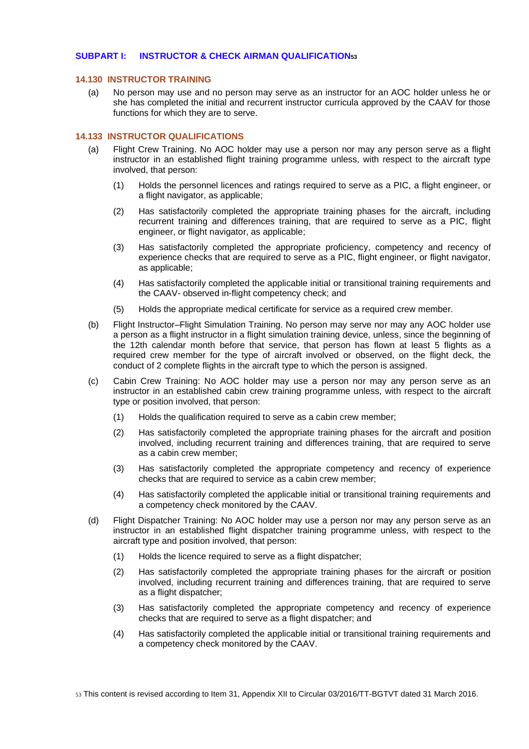## SUBPART I: INSTRUCTOR & CHECK AIRMAN QUALIFICATION[53]

### 14.130 INSTRUCTOR TRAINING

(a) No person may use and no person may serve as an instructor for an AOC holder unless he or she has completed the initial and recurrent instructor curricula approved by the CAAV for those functions for which they are to serve.

### 14.133 INSTRUCTOR QUALIFICATIONS

(a) Flight Crew Training. No AOC holder may use a person nor may any person serve as a flight instructor in an established flight training programme unless, with respect to the aircraft type involved, that person:

   (1) Holds the personnel licences and ratings required to serve as a PIC, a flight engineer, or a flight navigator, as applicable;

   (2) Has satisfactorily completed the appropriate training phases for the aircraft, including recurrent training and differences training, that are required to serve as a PIC, flight engineer, or flight navigator, as applicable;

   (3) Has satisfactorily completed the appropriate proficiency, competency and recency of experience checks that are required to serve as a PIC, flight engineer, or flight navigator, as applicable;

   (4) Has satisfactorily completed the applicable initial or transitional training requirements and the CAAV- observed in-flight competency check; and

   (5) Holds the appropriate medical certificate for service as a required crew member.

(b) Flight Instructor–Flight Simulation Training. No person may serve nor may any AOC holder use a person as a flight instructor in a flight simulation training device, unless, since the beginning of the 12th calendar month before that service, that person has flown at least 5 flights as a required crew member for the type of aircraft involved or observed, on the flight deck, the conduct of 2 complete flights in the aircraft type to which the person is assigned.

(c) Cabin Crew Training: No AOC holder may use a person nor may any person serve as an instructor in an established cabin crew training programme unless, with respect to the aircraft type or position involved, that person:

   (1) Holds the qualification required to serve as a cabin crew member;

   (2) Has satisfactorily completed the appropriate training phases for the aircraft and position involved, including recurrent training and differences training, that are required to serve as a cabin crew member;

   (3) Has satisfactorily completed the appropriate competency and recency of experience checks that are required to service as a cabin crew member;

   (4) Has satisfactorily completed the applicable initial or transitional training requirements and a competency check monitored by the CAAV.

(d) Flight Dispatcher Training: No AOC holder may use a person nor may any person serve as an instructor in an established flight dispatcher training programme unless, with respect to the aircraft type and position involved, that person:

   (1) Holds the licence required to serve as a flight dispatcher;

   (2) Has satisfactorily completed the appropriate training phases for the aircraft or position involved, including recurrent training and differences training, that are required to serve as a flight dispatcher;

   (3) Has satisfactorily completed the appropriate competency and recency of experience checks that are required to serve as a flight dispatcher; and

   (4) Has satisfactorily completed the applicable initial or transitional training requirements and a competency check monitored by the CAAV.

[53] This content is revised according to Item 31, Appendix XII to Circular 03/2016/TT-BGTVT dated 31 March 2016.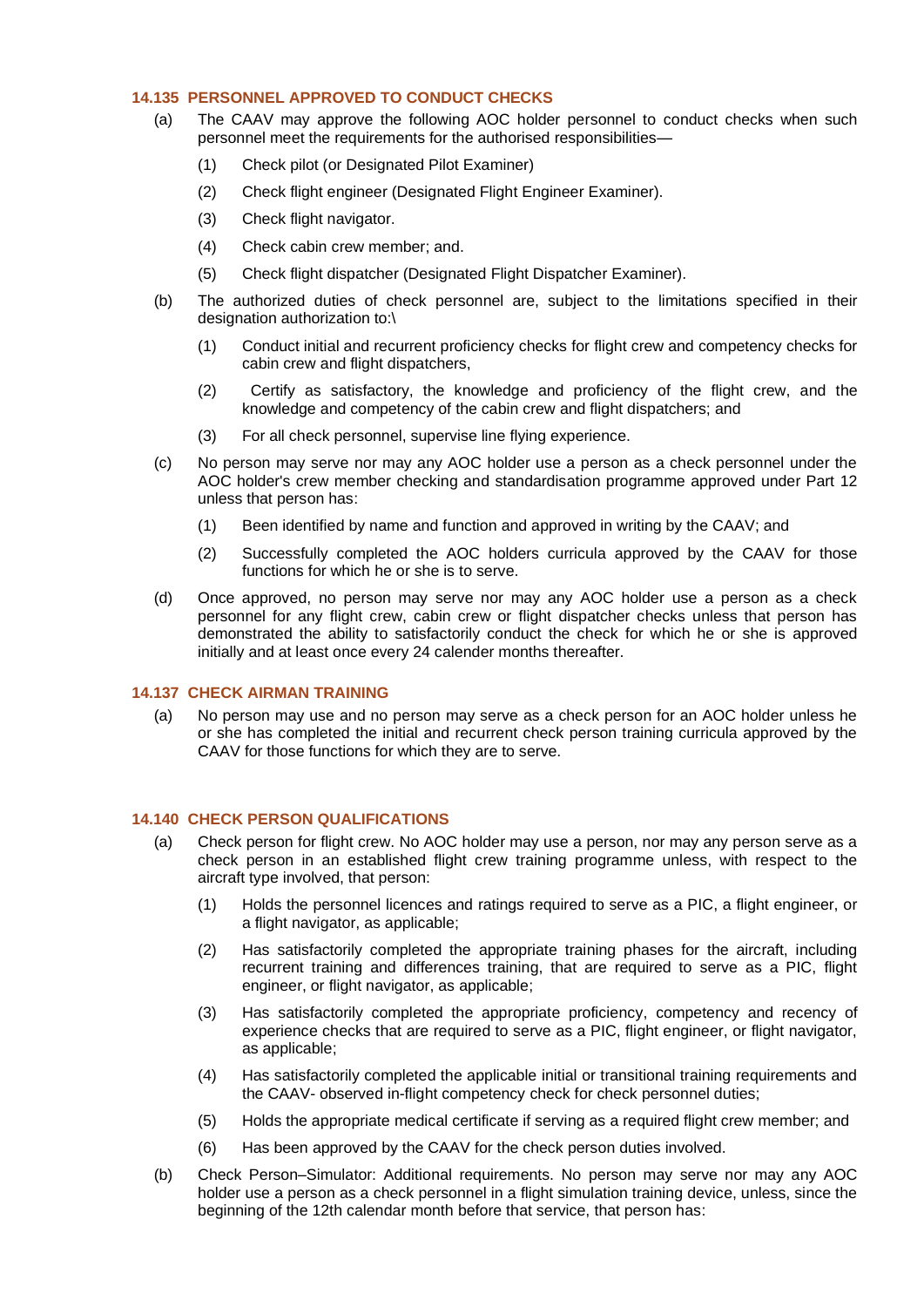### 14.135 PERSONNEL APPROVED TO CONDUCT CHECKS

(a) The CAAV may approve the following AOC holder personnel to conduct checks when such personnel meet the requirements for the authorised responsibilities—

(1) Check pilot (or Designated Pilot Examiner)

(2) Check flight engineer (Designated Flight Engineer Examiner).

(3) Check flight navigator.

(4) Check cabin crew member; and.

(5) Check flight dispatcher (Designated Flight Dispatcher Examiner).

(b) The authorized duties of check personnel are, subject to the limitations specified in their designation authorization to:\

(1) Conduct initial and recurrent proficiency checks for flight crew and competency checks for cabin crew and flight dispatchers,

(2) Certify as satisfactory, the knowledge and proficiency of the flight crew, and the knowledge and competency of the cabin crew and flight dispatchers; and

(3) For all check personnel, supervise line flying experience.

(c) No person may serve nor may any AOC holder use a person as a check personnel under the AOC holder's crew member checking and standardisation programme approved under Part 12 unless that person has:

(1) Been identified by name and function and approved in writing by the CAAV; and

(2) Successfully completed the AOC holders curricula approved by the CAAV for those functions for which he or she is to serve.

(d) Once approved, no person may serve nor may any AOC holder use a person as a check personnel for any flight crew, cabin crew or flight dispatcher checks unless that person has demonstrated the ability to satisfactorily conduct the check for which he or she is approved initially and at least once every 24 calender months thereafter.

### 14.137 CHECK AIRMAN TRAINING

(a) No person may use and no person may serve as a check person for an AOC holder unless he or she has completed the initial and recurrent check person training curricula approved by the CAAV for those functions for which they are to serve.

### 14.140 CHECK PERSON QUALIFICATIONS

(a) Check person for flight crew. No AOC holder may use a person, nor may any person serve as a check person in an established flight crew training programme unless, with respect to the aircraft type involved, that person:

(1) Holds the personnel licences and ratings required to serve as a PIC, a flight engineer, or a flight navigator, as applicable;

(2) Has satisfactorily completed the appropriate training phases for the aircraft, including recurrent training and differences training, that are required to serve as a PIC, flight engineer, or flight navigator, as applicable;

(3) Has satisfactorily completed the appropriate proficiency, competency and recency of experience checks that are required to serve as a PIC, flight engineer, or flight navigator, as applicable;

(4) Has satisfactorily completed the applicable initial or transitional training requirements and the CAAV- observed in-flight competency check for check personnel duties;

(5) Holds the appropriate medical certificate if serving as a required flight crew member; and

(6) Has been approved by the CAAV for the check person duties involved.

(b) Check Person–Simulator: Additional requirements. No person may serve nor may any AOC holder use a person as a check personnel in a flight simulation training device, unless, since the beginning of the 12th calendar month before that service, that person has: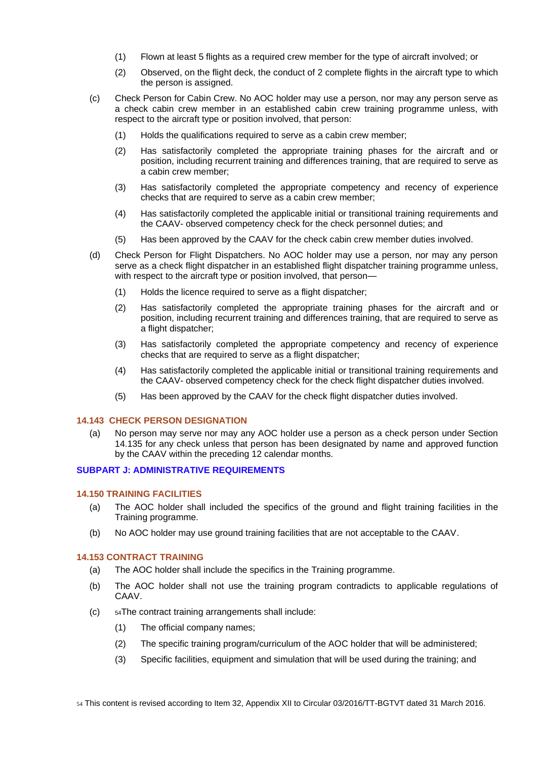(1) Flown at least 5 flights as a required crew member for the type of aircraft involved; or

(2) Observed, on the flight deck, the conduct of 2 complete flights in the aircraft type to which the person is assigned.

(c) Check Person for Cabin Crew. No AOC holder may use a person, nor may any person serve as a check cabin crew member in an established cabin crew training programme unless, with respect to the aircraft type or position involved, that person:

(1) Holds the qualifications required to serve as a cabin crew member;

(2) Has satisfactorily completed the appropriate training phases for the aircraft and or position, including recurrent training and differences training, that are required to serve as a cabin crew member;

(3) Has satisfactorily completed the appropriate competency and recency of experience checks that are required to serve as a cabin crew member;

(4) Has satisfactorily completed the applicable initial or transitional training requirements and the CAAV- observed competency check for the check personnel duties; and

(5) Has been approved by the CAAV for the check cabin crew member duties involved.

(d) Check Person for Flight Dispatchers. No AOC holder may use a person, nor may any person serve as a check flight dispatcher in an established flight dispatcher training programme unless, with respect to the aircraft type or position involved, that person—

(1) Holds the licence required to serve as a flight dispatcher;

(2) Has satisfactorily completed the appropriate training phases for the aircraft and or position, including recurrent training and differences training, that are required to serve as a flight dispatcher;

(3) Has satisfactorily completed the appropriate competency and recency of experience checks that are required to serve as a flight dispatcher;

(4) Has satisfactorily completed the applicable initial or transitional training requirements and the CAAV- observed competency check for the check flight dispatcher duties involved.

(5) Has been approved by the CAAV for the check flight dispatcher duties involved.

### 14.143 CHECK PERSON DESIGNATION

(a) No person may serve nor may any AOC holder use a person as a check person under Section 14.135 for any check unless that person has been designated by name and approved function by the CAAV within the preceding 12 calendar months.

## SUBPART J: ADMINISTRATIVE REQUIREMENTS

### 14.150 TRAINING FACILITIES

(a) The AOC holder shall included the specifics of the ground and flight training facilities in the Training programme.

(b) No AOC holder may use ground training facilities that are not acceptable to the CAAV.

### 14.153 CONTRACT TRAINING

(a) The AOC holder shall include the specifics in the Training programme.

(b) The AOC holder shall not use the training program contradicts to applicable regulations of CAAV.

(c) [54]The contract training arrangements shall include:

(1) The official company names;

(2) The specific training program/curriculum of the AOC holder that will be administered;

(3) Specific facilities, equipment and simulation that will be used during the training; and

[54] This content is revised according to Item 32, Appendix XII to Circular 03/2016/TT-BGTVT dated 31 March 2016.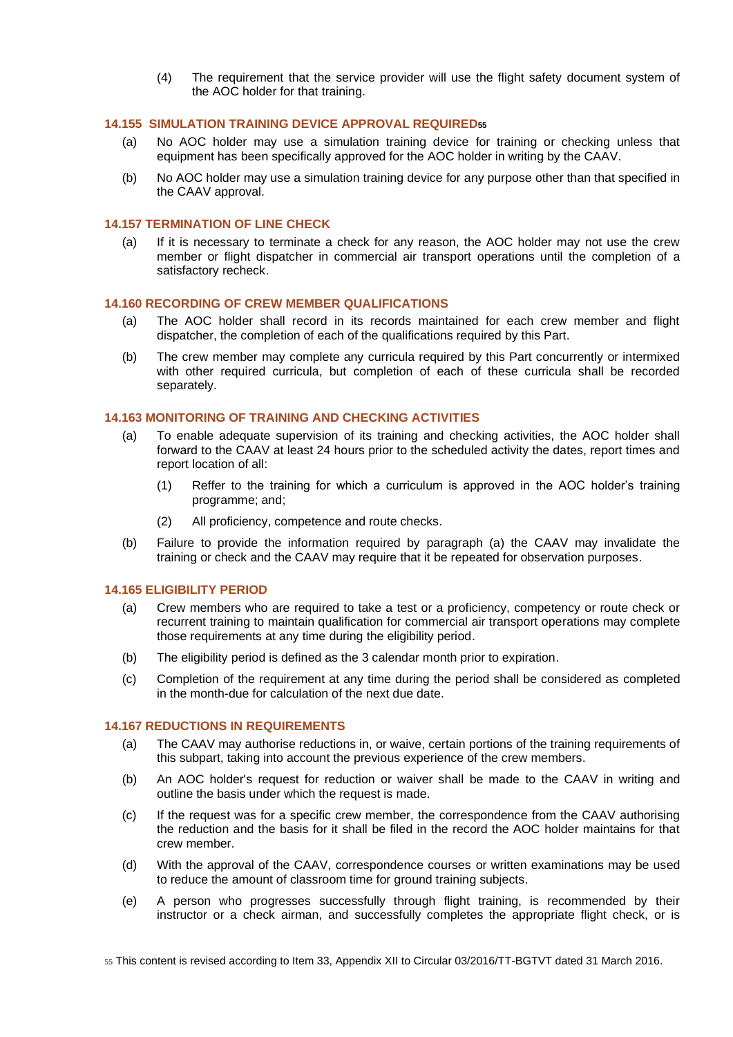(4) The requirement that the service provider will use the flight safety document system of the AOC holder for that training.

### 14.155 SIMULATION TRAINING DEVICE APPROVAL REQUIRED[55]

(a) No AOC holder may use a simulation training device for training or checking unless that equipment has been specifically approved for the AOC holder in writing by the CAAV.

(b) No AOC holder may use a simulation training device for any purpose other than that specified in the CAAV approval.

### 14.157 TERMINATION OF LINE CHECK

(a) If it is necessary to terminate a check for any reason, the AOC holder may not use the crew member or flight dispatcher in commercial air transport operations until the completion of a satisfactory recheck.

### 14.160 RECORDING OF CREW MEMBER QUALIFICATIONS

(a) The AOC holder shall record in its records maintained for each crew member and flight dispatcher, the completion of each of the qualifications required by this Part.

(b) The crew member may complete any curricula required by this Part concurrently or intermixed with other required curricula, but completion of each of these curricula shall be recorded separately.

### 14.163 MONITORING OF TRAINING AND CHECKING ACTIVITIES

(a) To enable adequate supervision of its training and checking activities, the AOC holder shall forward to the CAAV at least 24 hours prior to the scheduled activity the dates, report times and report location of all:

(1) Reffer to the training for which a curriculum is approved in the AOC holder's training programme; and;

(2) All proficiency, competence and route checks.

(b) Failure to provide the information required by paragraph (a) the CAAV may invalidate the training or check and the CAAV may require that it be repeated for observation purposes.

### 14.165 ELIGIBILITY PERIOD

(a) Crew members who are required to take a test or a proficiency, competency or route check or recurrent training to maintain qualification for commercial air transport operations may complete those requirements at any time during the eligibility period.

(b) The eligibility period is defined as the 3 calendar month prior to expiration.

(c) Completion of the requirement at any time during the period shall be considered as completed in the month-due for calculation of the next due date.

### 14.167 REDUCTIONS IN REQUIREMENTS

(a) The CAAV may authorise reductions in, or waive, certain portions of the training requirements of this subpart, taking into account the previous experience of the crew members.

(b) An AOC holder's request for reduction or waiver shall be made to the CAAV in writing and outline the basis under which the request is made.

(c) If the request was for a specific crew member, the correspondence from the CAAV authorising the reduction and the basis for it shall be filed in the record the AOC holder maintains for that crew member.

(d) With the approval of the CAAV, correspondence courses or written examinations may be used to reduce the amount of classroom time for ground training subjects.

(e) A person who progresses successfully through flight training, is recommended by their instructor or a check airman, and successfully completes the appropriate flight check, or is

[55] This content is revised according to Item 33, Appendix XII to Circular 03/2016/TT-BGTVT dated 31 March 2016.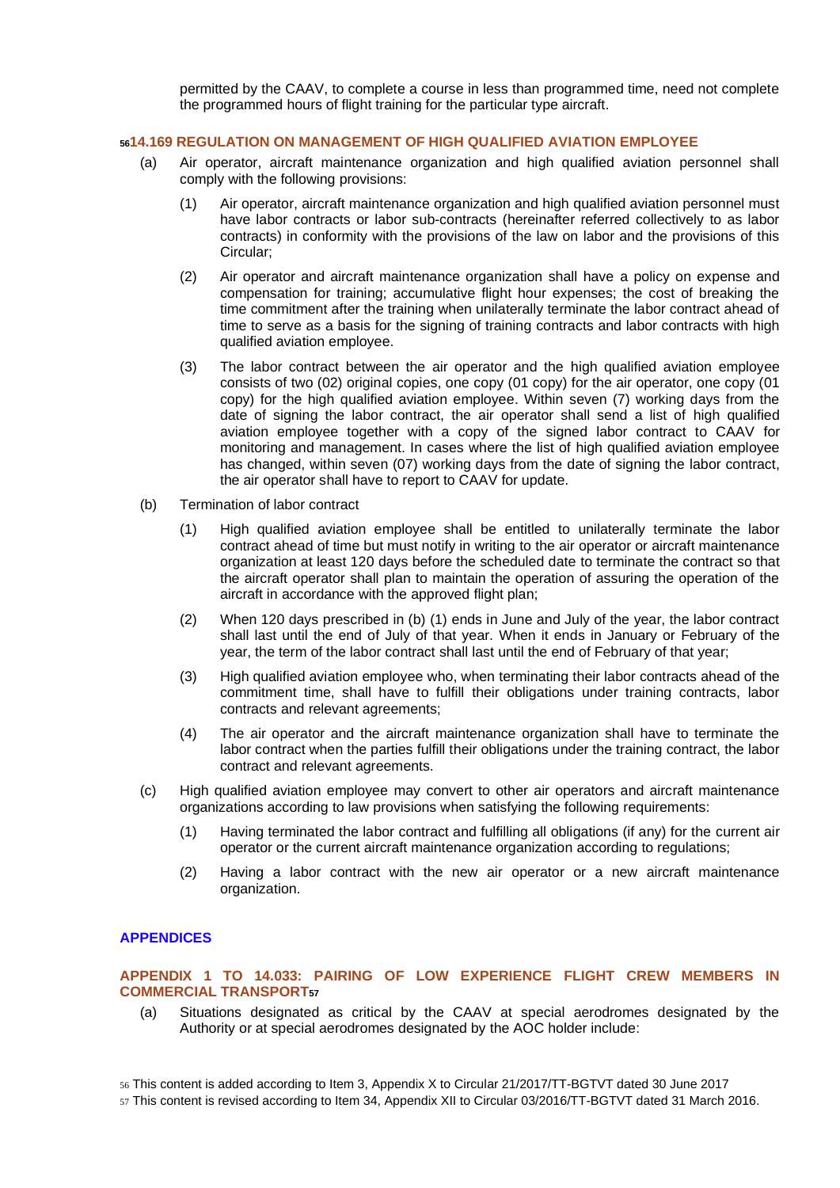permitted by the CAAV, to complete a course in less than programmed time, need not complete the programmed hours of flight training for the particular type aircraft.

### [56]14.169 REGULATION ON MANAGEMENT OF HIGH QUALIFIED AVIATION EMPLOYEE

(a) Air operator, aircraft maintenance organization and high qualified aviation personnel shall comply with the following provisions:

(1) Air operator, aircraft maintenance organization and high qualified aviation personnel must have labor contracts or labor sub-contracts (hereinafter referred collectively to as labor contracts) in conformity with the provisions of the law on labor and the provisions of this Circular;

(2) Air operator and aircraft maintenance organization shall have a policy on expense and compensation for training; accumulative flight hour expenses; the cost of breaking the time commitment after the training when unilaterally terminate the labor contract ahead of time to serve as a basis for the signing of training contracts and labor contracts with high qualified aviation employee.

(3) The labor contract between the air operator and the high qualified aviation employee consists of two (02) original copies, one copy (01 copy) for the air operator, one copy (01 copy) for the high qualified aviation employee. Within seven (7) working days from the date of signing the labor contract, the air operator shall send a list of high qualified aviation employee together with a copy of the signed labor contract to CAAV for monitoring and management. In cases where the list of high qualified aviation employee has changed, within seven (07) working days from the date of signing the labor contract, the air operator shall have to report to CAAV for update.

(b) Termination of labor contract

(1) High qualified aviation employee shall be entitled to unilaterally terminate the labor contract ahead of time but must notify in writing to the air operator or aircraft maintenance organization at least 120 days before the scheduled date to terminate the contract so that the aircraft operator shall plan to maintain the operation of assuring the operation of the aircraft in accordance with the approved flight plan;

(2) When 120 days prescribed in (b) (1) ends in June and July of the year, the labor contract shall last until the end of July of that year. When it ends in January or February of the year, the term of the labor contract shall last until the end of February of that year;

(3) High qualified aviation employee who, when terminating their labor contracts ahead of the commitment time, shall have to fulfill their obligations under training contracts, labor contracts and relevant agreements;

(4) The air operator and the aircraft maintenance organization shall have to terminate the labor contract when the parties fulfill their obligations under the training contract, the labor contract and relevant agreements.

(c) High qualified aviation employee may convert to other air operators and aircraft maintenance organizations according to law provisions when satisfying the following requirements:

(1) Having terminated the labor contract and fulfilling all obligations (if any) for the current air operator or the current aircraft maintenance organization according to regulations;

(2) Having a labor contract with the new air operator or a new aircraft maintenance organization.

## APPENDICES

### APPENDIX 1 TO 14.033: PAIRING OF LOW EXPERIENCE FLIGHT CREW MEMBERS IN COMMERCIAL TRANSPORT[57]

(a) Situations designated as critical by the CAAV at special aerodromes designated by the Authority or at special aerodromes designated by the AOC holder include:

---

[56] This content is added according to Item 3, Appendix X to Circular 21/2017/TT-BGTVT dated 30 June 2017

[57] This content is revised according to Item 34, Appendix XII to Circular 03/2016/TT-BGTVT dated 31 March 2016.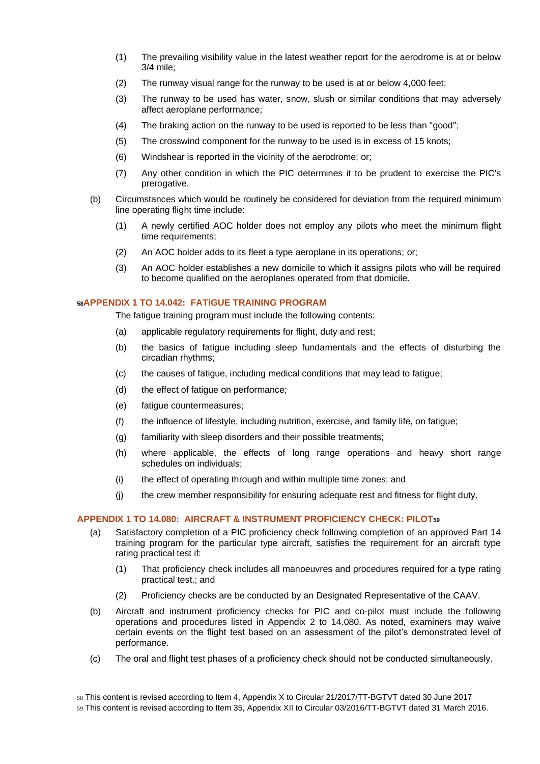(1) The prevailing visibility value in the latest weather report for the aerodrome is at or below 3/4 mile;

(2) The runway visual range for the runway to be used is at or below 4,000 feet;

(3) The runway to be used has water, snow, slush or similar conditions that may adversely affect aeroplane performance;

(4) The braking action on the runway to be used is reported to be less than "good";

(5) The crosswind component for the runway to be used is in excess of 15 knots;

(6) Windshear is reported in the vicinity of the aerodrome; or;

(7) Any other condition in which the PIC determines it to be prudent to exercise the PIC's prerogative.

(b) Circumstances which would be routinely be considered for deviation from the required minimum line operating flight time include:

(1) A newly certified AOC holder does not employ any pilots who meet the minimum flight time requirements;

(2) An AOC holder adds to its fleet a type aeroplane in its operations; or;

(3) An AOC holder establishes a new domicile to which it assigns pilots who will be required to become qualified on the aeroplanes operated from that domicile.

### [58]APPENDIX 1 TO 14.042: FATIGUE TRAINING PROGRAM

The fatigue training program must include the following contents:

(a) applicable regulatory requirements for flight, duty and rest;

(b) the basics of fatigue including sleep fundamentals and the effects of disturbing the circadian rhythms;

(c) the causes of fatigue, including medical conditions that may lead to fatigue;

(d) the effect of fatigue on performance;

(e) fatigue countermeasures;

(f) the influence of lifestyle, including nutrition, exercise, and family life, on fatigue;

(g) familiarity with sleep disorders and their possible treatments;

(h) where applicable, the effects of long range operations and heavy short range schedules on individuals;

(i) the effect of operating through and within multiple time zones; and

(j) the crew member responsibility for ensuring adequate rest and fitness for flight duty.

### APPENDIX 1 TO 14.080: AIRCRAFT & INSTRUMENT PROFICIENCY CHECK: PILOT[59]

(a) Satisfactory completion of a PIC proficiency check following completion of an approved Part 14 training program for the particular type aircraft, satisfies the requirement for an aircraft type rating practical test if:

(1) That proficiency check includes all manoeuvres and procedures required for a type rating practical test.; and

(2) Proficiency checks are be conducted by an Designated Representative of the CAAV.

(b) Aircraft and instrument proficiency checks for PIC and co-pilot must include the following operations and procedures listed in Appendix 2 to 14.080. As noted, examiners may waive certain events on the flight test based on an assessment of the pilot's demonstrated level of performance.

(c) The oral and flight test phases of a proficiency check should not be conducted simultaneously.

[58] This content is revised according to Item 4, Appendix X to Circular 21/2017/TT-BGTVT dated 30 June 2017

[59] This content is revised according to Item 35, Appendix XII to Circular 03/2016/TT-BGTVT dated 31 March 2016.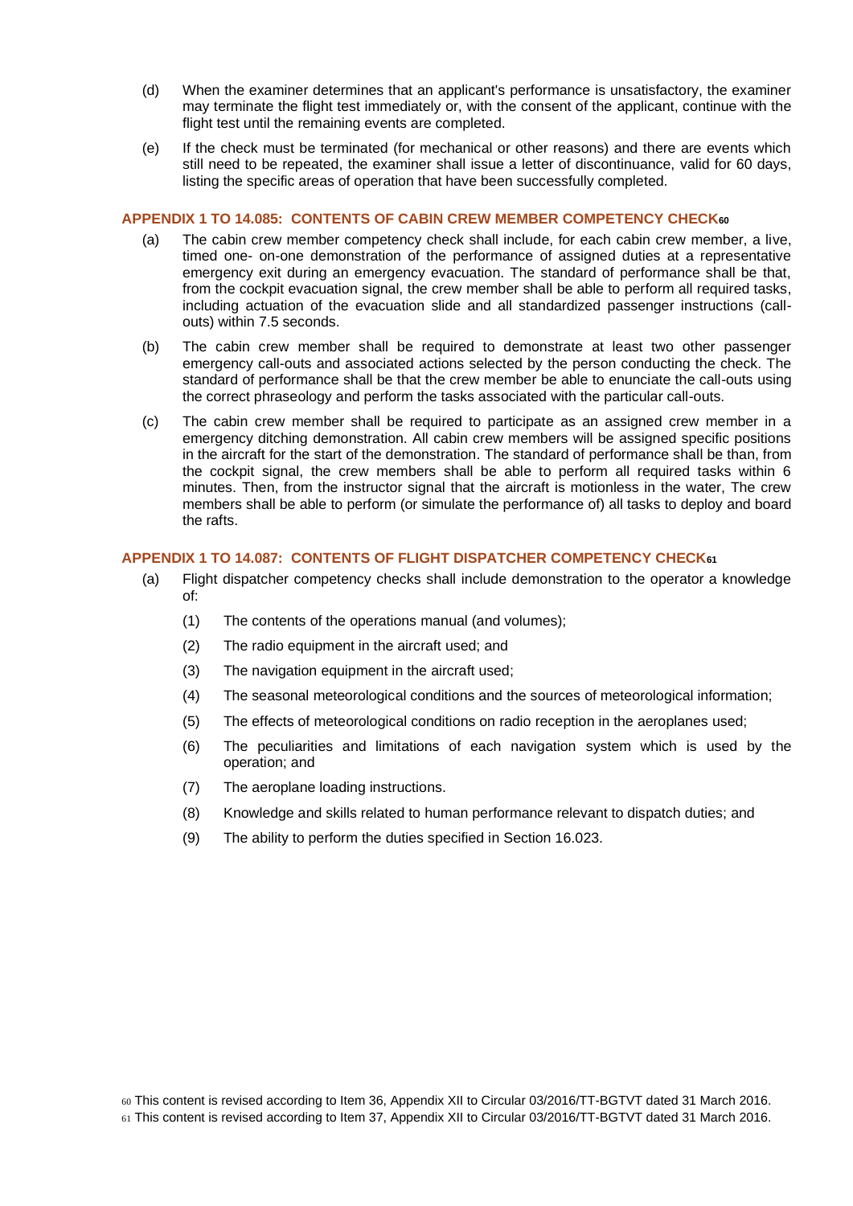(d) When the examiner determines that an applicant's performance is unsatisfactory, the examiner may terminate the flight test immediately or, with the consent of the applicant, continue with the flight test until the remaining events are completed.

(e) If the check must be terminated (for mechanical or other reasons) and there are events which still need to be repeated, the examiner shall issue a letter of discontinuance, valid for 60 days, listing the specific areas of operation that have been successfully completed.

### APPENDIX 1 TO 14.085: CONTENTS OF CABIN CREW MEMBER COMPETENCY CHECK[60]

(a) The cabin crew member competency check shall include, for each cabin crew member, a live, timed one- on-one demonstration of the performance of assigned duties at a representative emergency exit during an emergency evacuation. The standard of performance shall be that, from the cockpit evacuation signal, the crew member shall be able to perform all required tasks, including actuation of the evacuation slide and all standardized passenger instructions (call-outs) within 7.5 seconds.

(b) The cabin crew member shall be required to demonstrate at least two other passenger emergency call-outs and associated actions selected by the person conducting the check. The standard of performance shall be that the crew member be able to enunciate the call-outs using the correct phraseology and perform the tasks associated with the particular call-outs.

(c) The cabin crew member shall be required to participate as an assigned crew member in a emergency ditching demonstration. All cabin crew members will be assigned specific positions in the aircraft for the start of the demonstration. The standard of performance shall be than, from the cockpit signal, the crew members shall be able to perform all required tasks within 6 minutes. Then, from the instructor signal that the aircraft is motionless in the water, The crew members shall be able to perform (or simulate the performance of) all tasks to deploy and board the rafts.

### APPENDIX 1 TO 14.087: CONTENTS OF FLIGHT DISPATCHER COMPETENCY CHECK[61]

(a) Flight dispatcher competency checks shall include demonstration to the operator a knowledge of:

   (1) The contents of the operations manual (and volumes);

   (2) The radio equipment in the aircraft used; and

   (3) The navigation equipment in the aircraft used;

   (4) The seasonal meteorological conditions and the sources of meteorological information;

   (5) The effects of meteorological conditions on radio reception in the aeroplanes used;

   (6) The peculiarities and limitations of each navigation system which is used by the operation; and

   (7) The aeroplane loading instructions.

   (8) Knowledge and skills related to human performance relevant to dispatch duties; and

   (9) The ability to perform the duties specified in Section 16.023.

[60] This content is revised according to Item 36, Appendix XII to Circular 03/2016/TT-BGTVT dated 31 March 2016.
[61] This content is revised according to Item 37, Appendix XII to Circular 03/2016/TT-BGTVT dated 31 March 2016.